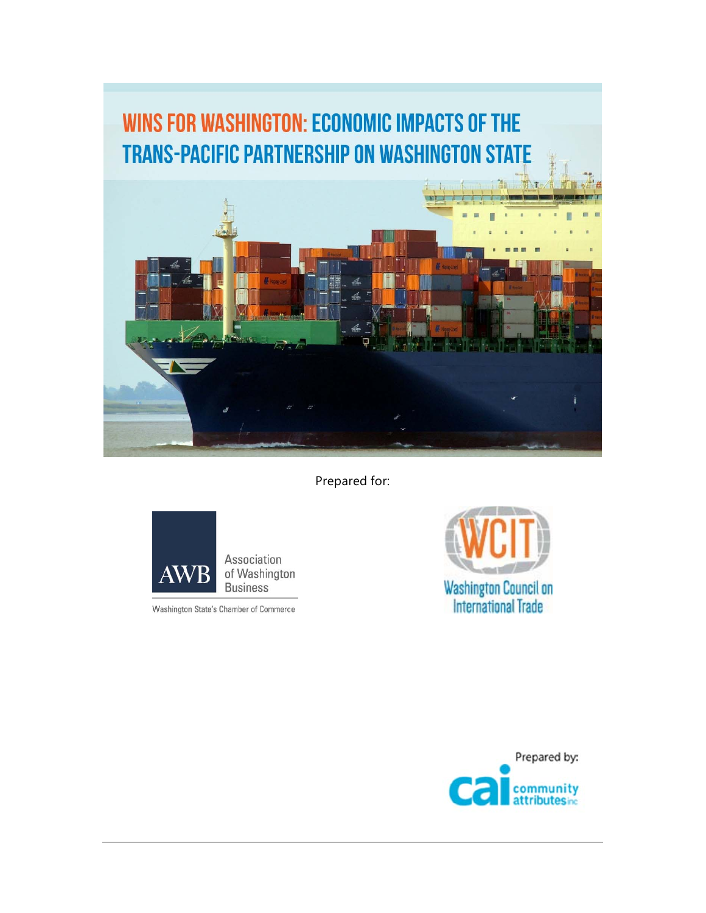# WINS FOR WASHINGTON: ECONOMIC IMPACTS OF THE TRANS-PACIFIC PARTNERSHIP ON WASHINGTON STATE

Prepared for:

AWB Association of Washington Business

Washington State's Chamber of Commerce

WCIT Washington Council on International Trade

Prepared by:

cai community attributes inc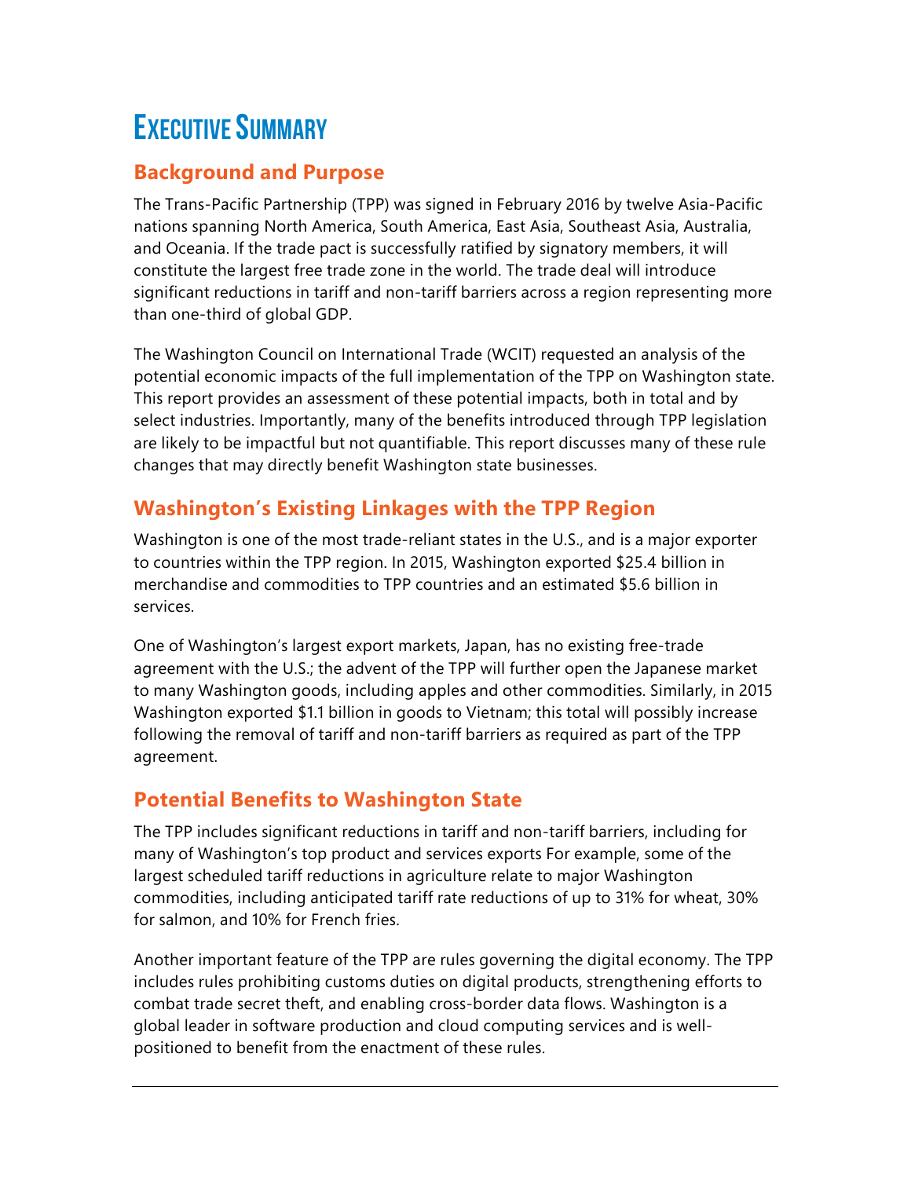# Executive Summary

## Background and Purpose

The Trans-Pacific Partnership (TPP) was signed in February 2016 by twelve Asia-Pacific nations spanning North America, South America, East Asia, Southeast Asia, Australia, and Oceania. If the trade pact is successfully ratified by signatory members, it will constitute the largest free trade zone in the world. The trade deal will introduce significant reductions in tariff and non-tariff barriers across a region representing more than one-third of global GDP.

The Washington Council on International Trade (WCIT) requested an analysis of the potential economic impacts of the full implementation of the TPP on Washington state. This report provides an assessment of these potential impacts, both in total and by select industries. Importantly, many of the benefits introduced through TPP legislation are likely to be impactful but not quantifiable. This report discusses many of these rule changes that may directly benefit Washington state businesses.

## Washington's Existing Linkages with the TPP Region

Washington is one of the most trade-reliant states in the U.S., and is a major exporter to countries within the TPP region. In 2015, Washington exported $25.4 billion in merchandise and commodities to TPP countries and an estimated $5.6 billion in services.

One of Washington's largest export markets, Japan, has no existing free-trade agreement with the U.S.; the advent of the TPP will further open the Japanese market to many Washington goods, including apples and other commodities. Similarly, in 2015 Washington exported $1.1 billion in goods to Vietnam; this total will possibly increase following the removal of tariff and non-tariff barriers as required as part of the TPP agreement.

## Potential Benefits to Washington State

The TPP includes significant reductions in tariff and non-tariff barriers, including for many of Washington's top product and services exports For example, some of the largest scheduled tariff reductions in agriculture relate to major Washington commodities, including anticipated tariff rate reductions of up to 31% for wheat, 30% for salmon, and 10% for French fries.

Another important feature of the TPP are rules governing the digital economy. The TPP includes rules prohibiting customs duties on digital products, strengthening efforts to combat trade secret theft, and enabling cross-border data flows. Washington is a global leader in software production and cloud computing services and is well-positioned to benefit from the enactment of these rules.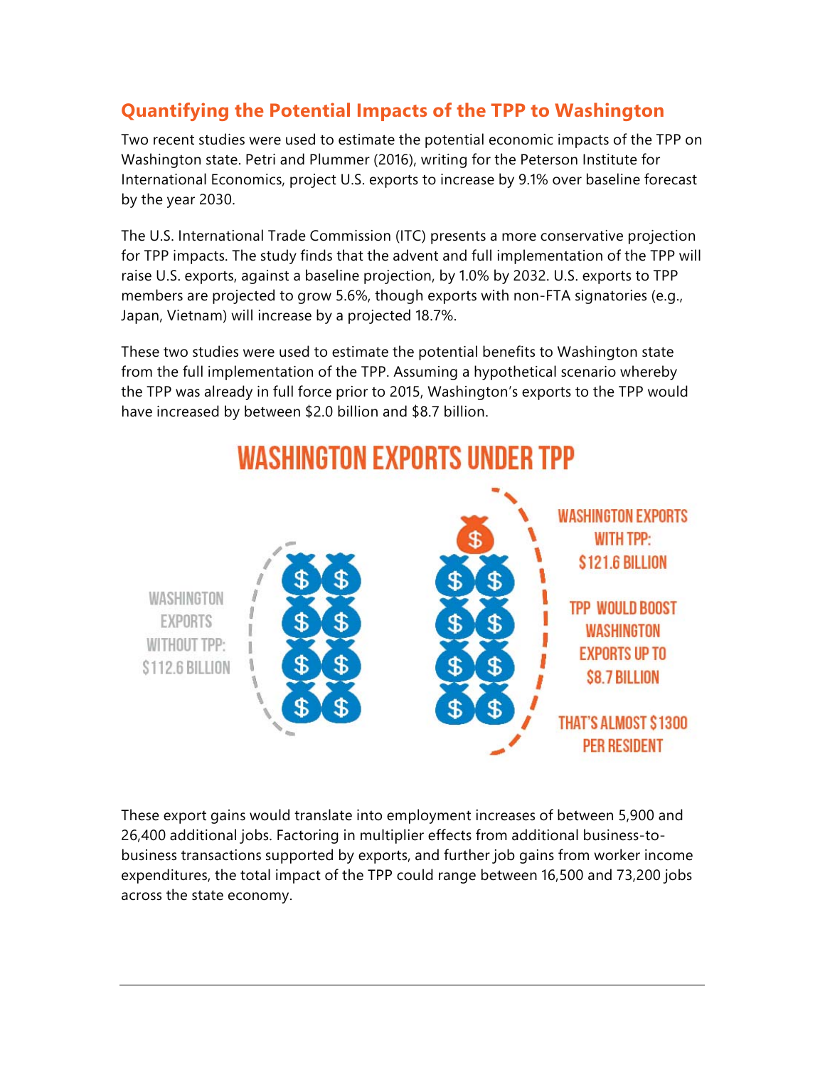## Quantifying the Potential Impacts of the TPP to Washington

Two recent studies were used to estimate the potential economic impacts of the TPP on Washington state. Petri and Plummer (2016), writing for the Peterson Institute for International Economics, project U.S. exports to increase by 9.1% over baseline forecast by the year 2030.

The U.S. International Trade Commission (ITC) presents a more conservative projection for TPP impacts. The study finds that the advent and full implementation of the TPP will raise U.S. exports, against a baseline projection, by 1.0% by 2032. U.S. exports to TPP members are projected to grow 5.6%, though exports with non-FTA signatories (e.g., Japan, Vietnam) will increase by a projected 18.7%.

These two studies were used to estimate the potential benefits to Washington state from the full implementation of the TPP. Assuming a hypothetical scenario whereby the TPP was already in full force prior to 2015, Washington's exports to the TPP would have increased by between $2.0 billion and $8.7 billion.

**WASHINGTON EXPORTS UNDER TPP**

WASHINGTON EXPORTS WITHOUT TPP: $112.6 BILLION

WASHINGTON EXPORTS WITH TPP: $121.6 BILLION

TPP WOULD BOOST WASHINGTON EXPORTS UP TO $8.7 BILLION

THAT'S ALMOST $1300 PER RESIDENT

These export gains would translate into employment increases of between 5,900 and 26,400 additional jobs. Factoring in multiplier effects from additional business-to-business transactions supported by exports, and further job gains from worker income expenditures, the total impact of the TPP could range between 16,500 and 73,200 jobs across the state economy.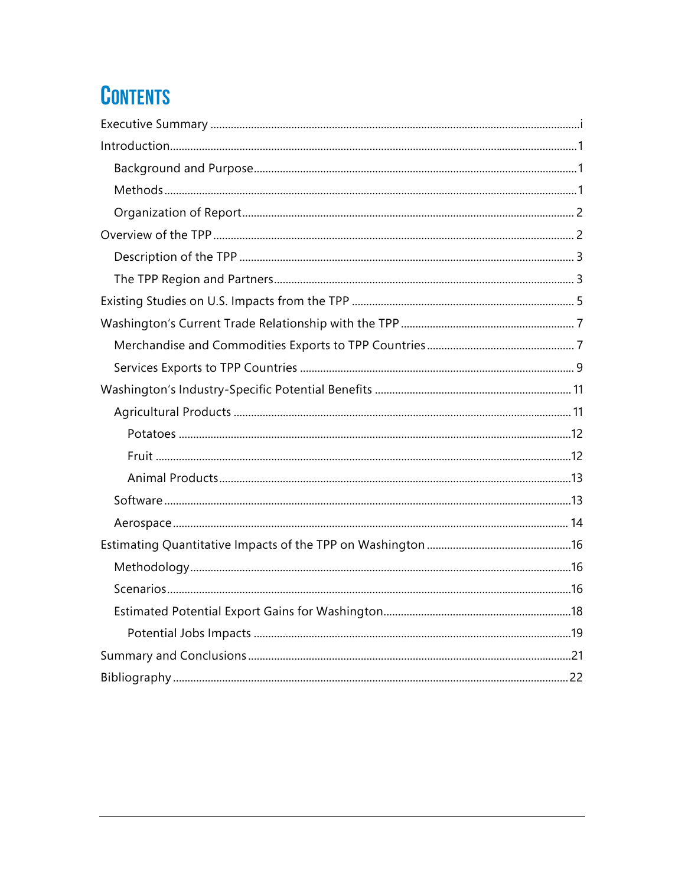# Contents

- Executive Summary ..... i
- Introduction ..... 1
  - Background and Purpose ..... 1
  - Methods ..... 1
  - Organization of Report ..... 2
- Overview of the TPP ..... 2
  - Description of the TPP ..... 3
  - The TPP Region and Partners ..... 3
- Existing Studies on U.S. Impacts from the TPP ..... 5
- Washington's Current Trade Relationship with the TPP ..... 7
  - Merchandise and Commodities Exports to TPP Countries ..... 7
  - Services Exports to TPP Countries ..... 9
- Washington's Industry-Specific Potential Benefits ..... 11
  - Agricultural Products ..... 11
    - Potatoes ..... 12
    - Fruit ..... 12
    - Animal Products ..... 13
  - Software ..... 13
  - Aerospace ..... 14
- Estimating Quantitative Impacts of the TPP on Washington ..... 16
  - Methodology ..... 16
  - Scenarios ..... 16
  - Estimated Potential Export Gains for Washington ..... 18
    - Potential Jobs Impacts ..... 19
- Summary and Conclusions ..... 21
- Bibliography ..... 22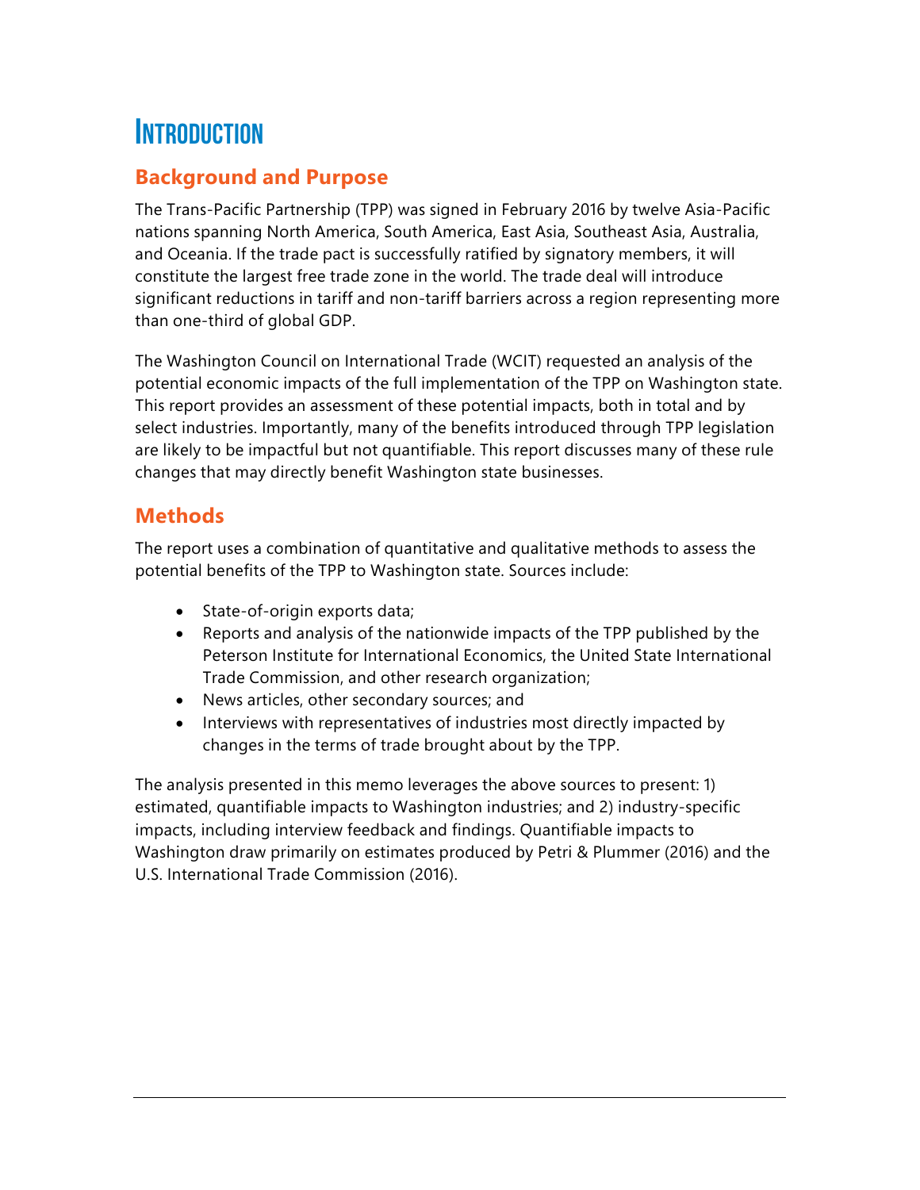# Introduction

## Background and Purpose

The Trans-Pacific Partnership (TPP) was signed in February 2016 by twelve Asia-Pacific nations spanning North America, South America, East Asia, Southeast Asia, Australia, and Oceania. If the trade pact is successfully ratified by signatory members, it will constitute the largest free trade zone in the world. The trade deal will introduce significant reductions in tariff and non-tariff barriers across a region representing more than one-third of global GDP.

The Washington Council on International Trade (WCIT) requested an analysis of the potential economic impacts of the full implementation of the TPP on Washington state. This report provides an assessment of these potential impacts, both in total and by select industries. Importantly, many of the benefits introduced through TPP legislation are likely to be impactful but not quantifiable. This report discusses many of these rule changes that may directly benefit Washington state businesses.

## Methods

The report uses a combination of quantitative and qualitative methods to assess the potential benefits of the TPP to Washington state. Sources include:

- State-of-origin exports data;
- Reports and analysis of the nationwide impacts of the TPP published by the Peterson Institute for International Economics, the United State International Trade Commission, and other research organization;
- News articles, other secondary sources; and
- Interviews with representatives of industries most directly impacted by changes in the terms of trade brought about by the TPP.

The analysis presented in this memo leverages the above sources to present: 1) estimated, quantifiable impacts to Washington industries; and 2) industry-specific impacts, including interview feedback and findings. Quantifiable impacts to Washington draw primarily on estimates produced by Petri & Plummer (2016) and the U.S. International Trade Commission (2016).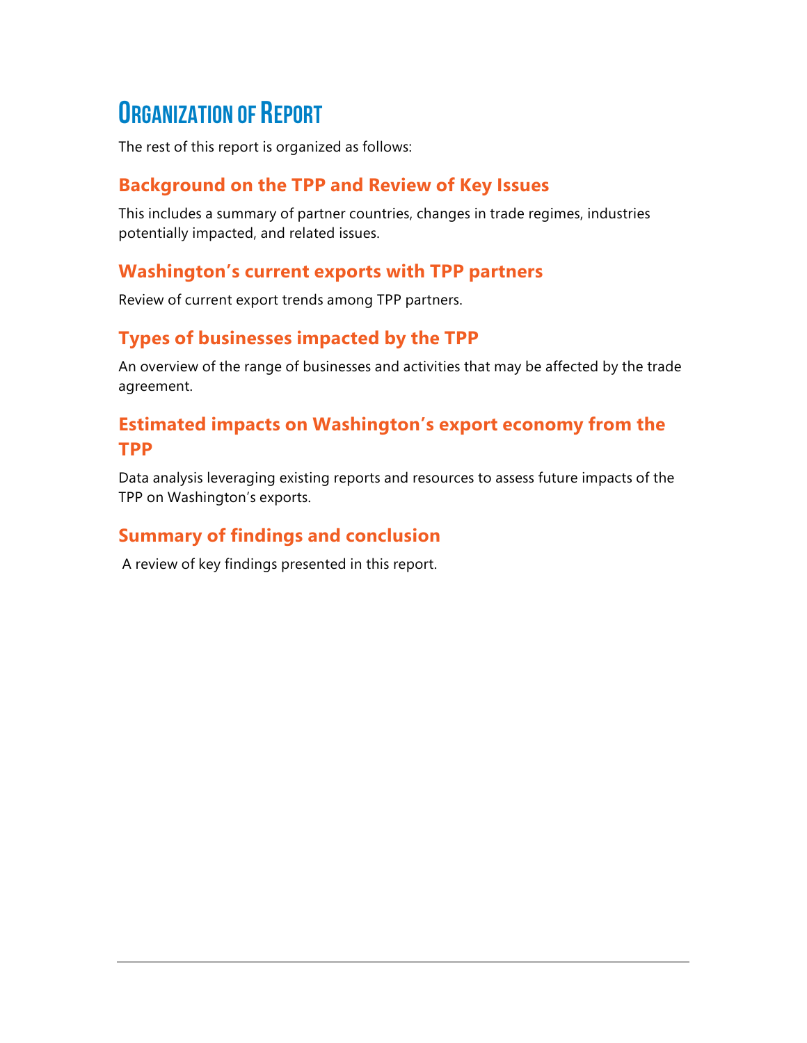# Organization of Report

The rest of this report is organized as follows:

## Background on the TPP and Review of Key Issues

This includes a summary of partner countries, changes in trade regimes, industries potentially impacted, and related issues.

## Washington's current exports with TPP partners

Review of current export trends among TPP partners.

## Types of businesses impacted by the TPP

An overview of the range of businesses and activities that may be affected by the trade agreement.

## Estimated impacts on Washington's export economy from the TPP

Data analysis leveraging existing reports and resources to assess future impacts of the TPP on Washington's exports.

## Summary of findings and conclusion

A review of key findings presented in this report.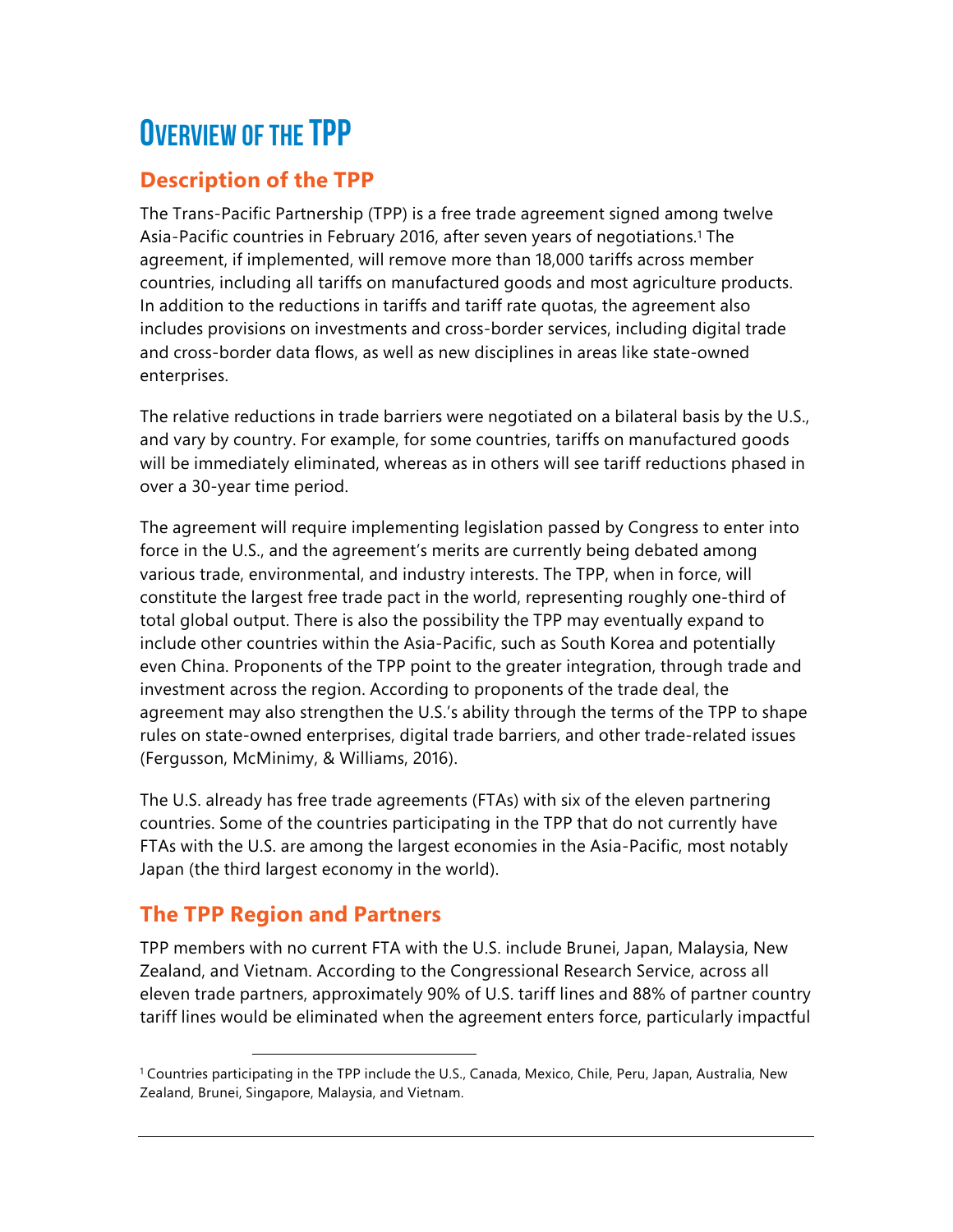# Overview of the TPP

## Description of the TPP

The Trans-Pacific Partnership (TPP) is a free trade agreement signed among twelve Asia-Pacific countries in February 2016, after seven years of negotiations.[1] The agreement, if implemented, will remove more than 18,000 tariffs across member countries, including all tariffs on manufactured goods and most agriculture products. In addition to the reductions in tariffs and tariff rate quotas, the agreement also includes provisions on investments and cross-border services, including digital trade and cross-border data flows, as well as new disciplines in areas like state-owned enterprises.

The relative reductions in trade barriers were negotiated on a bilateral basis by the U.S., and vary by country. For example, for some countries, tariffs on manufactured goods will be immediately eliminated, whereas as in others will see tariff reductions phased in over a 30-year time period.

The agreement will require implementing legislation passed by Congress to enter into force in the U.S., and the agreement's merits are currently being debated among various trade, environmental, and industry interests. The TPP, when in force, will constitute the largest free trade pact in the world, representing roughly one-third of total global output. There is also the possibility the TPP may eventually expand to include other countries within the Asia-Pacific, such as South Korea and potentially even China. Proponents of the TPP point to the greater integration, through trade and investment across the region. According to proponents of the trade deal, the agreement may also strengthen the U.S.'s ability through the terms of the TPP to shape rules on state-owned enterprises, digital trade barriers, and other trade-related issues (Fergusson, McMinimy, & Williams, 2016).

The U.S. already has free trade agreements (FTAs) with six of the eleven partnering countries. Some of the countries participating in the TPP that do not currently have FTAs with the U.S. are among the largest economies in the Asia-Pacific, most notably Japan (the third largest economy in the world).

## The TPP Region and Partners

TPP members with no current FTA with the U.S. include Brunei, Japan, Malaysia, New Zealand, and Vietnam. According to the Congressional Research Service, across all eleven trade partners, approximately 90% of U.S. tariff lines and 88% of partner country tariff lines would be eliminated when the agreement enters force, particularly impactful

[1] Countries participating in the TPP include the U.S., Canada, Mexico, Chile, Peru, Japan, Australia, New Zealand, Brunei, Singapore, Malaysia, and Vietnam.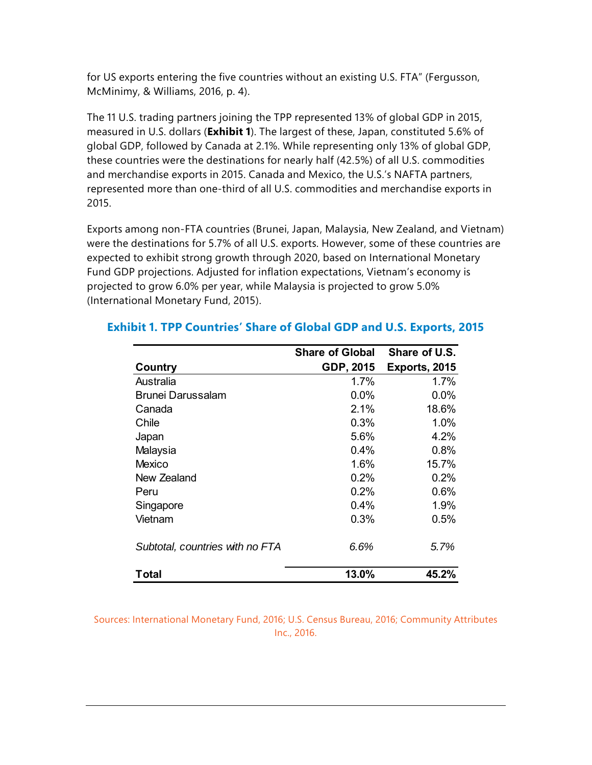for US exports entering the five countries without an existing U.S. FTA" (Fergusson, McMinimy, & Williams, 2016, p. 4).

The 11 U.S. trading partners joining the TPP represented 13% of global GDP in 2015, measured in U.S. dollars (**Exhibit 1**). The largest of these, Japan, constituted 5.6% of global GDP, followed by Canada at 2.1%. While representing only 13% of global GDP, these countries were the destinations for nearly half (42.5%) of all U.S. commodities and merchandise exports in 2015. Canada and Mexico, the U.S.'s NAFTA partners, represented more than one-third of all U.S. commodities and merchandise exports in 2015.

Exports among non-FTA countries (Brunei, Japan, Malaysia, New Zealand, and Vietnam) were the destinations for 5.7% of all U.S. exports. However, some of these countries are expected to exhibit strong growth through 2020, based on International Monetary Fund GDP projections. Adjusted for inflation expectations, Vietnam's economy is projected to grow 6.0% per year, while Malaysia is projected to grow 5.0% (International Monetary Fund, 2015).

### Exhibit 1. TPP Countries' Share of Global GDP and U.S. Exports, 2015

| Country | Share of Global GDP, 2015 | Share of U.S. Exports, 2015 |
|---|---|---|
| Australia | 1.7% | 1.7% |
| Brunei Darussalam | 0.0% | 0.0% |
| Canada | 2.1% | 18.6% |
| Chile | 0.3% | 1.0% |
| Japan | 5.6% | 4.2% |
| Malaysia | 0.4% | 0.8% |
| Mexico | 1.6% | 15.7% |
| New Zealand | 0.2% | 0.2% |
| Peru | 0.2% | 0.6% |
| Singapore | 0.4% | 1.9% |
| Vietnam | 0.3% | 0.5% |
| *Subtotal, countries with no FTA* | *6.6%* | *5.7%* |
| **Total** | **13.0%** | **45.2%** |

Sources: International Monetary Fund, 2016; U.S. Census Bureau, 2016; Community Attributes Inc., 2016.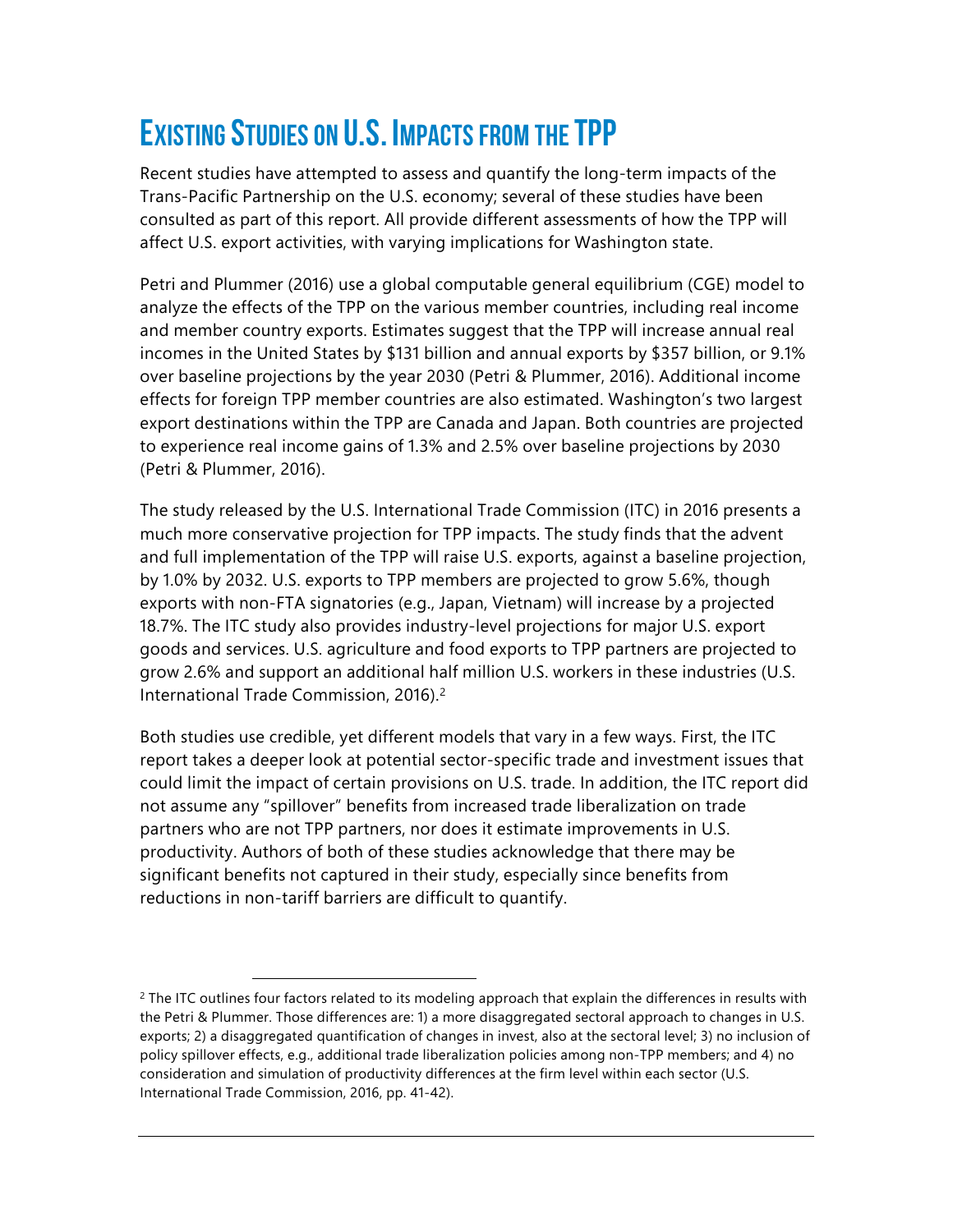# Existing Studies on U.S. Impacts from the TPP

Recent studies have attempted to assess and quantify the long-term impacts of the Trans-Pacific Partnership on the U.S. economy; several of these studies have been consulted as part of this report. All provide different assessments of how the TPP will affect U.S. export activities, with varying implications for Washington state.

Petri and Plummer (2016) use a global computable general equilibrium (CGE) model to analyze the effects of the TPP on the various member countries, including real income and member country exports. Estimates suggest that the TPP will increase annual real incomes in the United States by $131 billion and annual exports by $357 billion, or 9.1% over baseline projections by the year 2030 (Petri & Plummer, 2016). Additional income effects for foreign TPP member countries are also estimated. Washington's two largest export destinations within the TPP are Canada and Japan. Both countries are projected to experience real income gains of 1.3% and 2.5% over baseline projections by 2030 (Petri & Plummer, 2016).

The study released by the U.S. International Trade Commission (ITC) in 2016 presents a much more conservative projection for TPP impacts. The study finds that the advent and full implementation of the TPP will raise U.S. exports, against a baseline projection, by 1.0% by 2032. U.S. exports to TPP members are projected to grow 5.6%, though exports with non-FTA signatories (e.g., Japan, Vietnam) will increase by a projected 18.7%. The ITC study also provides industry-level projections for major U.S. export goods and services. U.S. agriculture and food exports to TPP partners are projected to grow 2.6% and support an additional half million U.S. workers in these industries (U.S. International Trade Commission, 2016).[2]

Both studies use credible, yet different models that vary in a few ways. First, the ITC report takes a deeper look at potential sector-specific trade and investment issues that could limit the impact of certain provisions on U.S. trade. In addition, the ITC report did not assume any "spillover" benefits from increased trade liberalization on trade partners who are not TPP partners, nor does it estimate improvements in U.S. productivity. Authors of both of these studies acknowledge that there may be significant benefits not captured in their study, especially since benefits from reductions in non-tariff barriers are difficult to quantify.

[2] The ITC outlines four factors related to its modeling approach that explain the differences in results with the Petri & Plummer. Those differences are: 1) a more disaggregated sectoral approach to changes in U.S. exports; 2) a disaggregated quantification of changes in invest, also at the sectoral level; 3) no inclusion of policy spillover effects, e.g., additional trade liberalization policies among non-TPP members; and 4) no consideration and simulation of productivity differences at the firm level within each sector (U.S. International Trade Commission, 2016, pp. 41-42).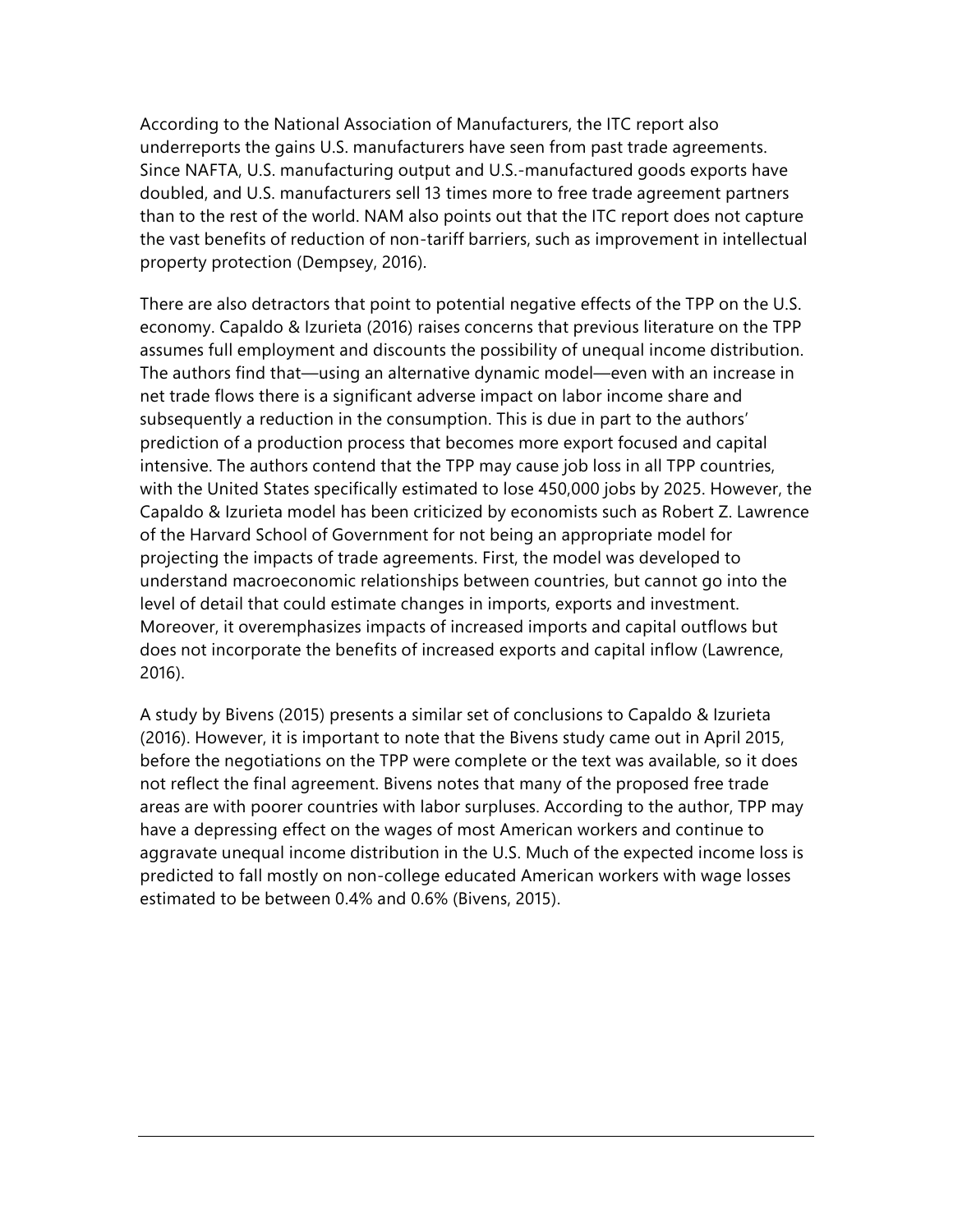According to the National Association of Manufacturers, the ITC report also underreports the gains U.S. manufacturers have seen from past trade agreements. Since NAFTA, U.S. manufacturing output and U.S.-manufactured goods exports have doubled, and U.S. manufacturers sell 13 times more to free trade agreement partners than to the rest of the world. NAM also points out that the ITC report does not capture the vast benefits of reduction of non-tariff barriers, such as improvement in intellectual property protection (Dempsey, 2016).

There are also detractors that point to potential negative effects of the TPP on the U.S. economy. Capaldo & Izurieta (2016) raises concerns that previous literature on the TPP assumes full employment and discounts the possibility of unequal income distribution. The authors find that—using an alternative dynamic model—even with an increase in net trade flows there is a significant adverse impact on labor income share and subsequently a reduction in the consumption. This is due in part to the authors' prediction of a production process that becomes more export focused and capital intensive. The authors contend that the TPP may cause job loss in all TPP countries, with the United States specifically estimated to lose 450,000 jobs by 2025. However, the Capaldo & Izurieta model has been criticized by economists such as Robert Z. Lawrence of the Harvard School of Government for not being an appropriate model for projecting the impacts of trade agreements. First, the model was developed to understand macroeconomic relationships between countries, but cannot go into the level of detail that could estimate changes in imports, exports and investment. Moreover, it overemphasizes impacts of increased imports and capital outflows but does not incorporate the benefits of increased exports and capital inflow (Lawrence, 2016).

A study by Bivens (2015) presents a similar set of conclusions to Capaldo & Izurieta (2016). However, it is important to note that the Bivens study came out in April 2015, before the negotiations on the TPP were complete or the text was available, so it does not reflect the final agreement. Bivens notes that many of the proposed free trade areas are with poorer countries with labor surpluses. According to the author, TPP may have a depressing effect on the wages of most American workers and continue to aggravate unequal income distribution in the U.S. Much of the expected income loss is predicted to fall mostly on non-college educated American workers with wage losses estimated to be between 0.4% and 0.6% (Bivens, 2015).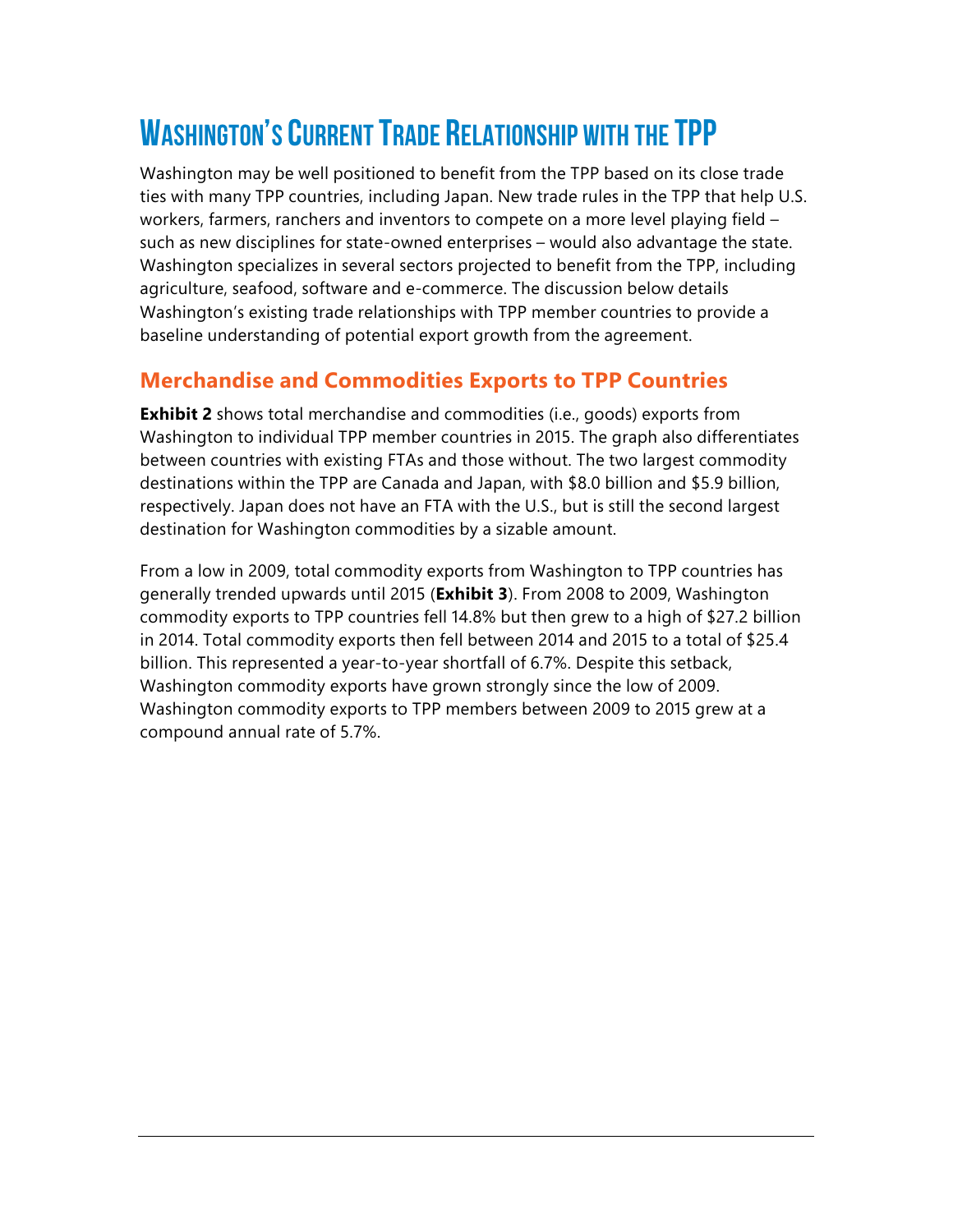# Washington's Current Trade Relationship with the TPP

Washington may be well positioned to benefit from the TPP based on its close trade ties with many TPP countries, including Japan. New trade rules in the TPP that help U.S. workers, farmers, ranchers and inventors to compete on a more level playing field – such as new disciplines for state-owned enterprises – would also advantage the state. Washington specializes in several sectors projected to benefit from the TPP, including agriculture, seafood, software and e-commerce. The discussion below details Washington's existing trade relationships with TPP member countries to provide a baseline understanding of potential export growth from the agreement.

## Merchandise and Commodities Exports to TPP Countries

**Exhibit 2** shows total merchandise and commodities (i.e., goods) exports from Washington to individual TPP member countries in 2015. The graph also differentiates between countries with existing FTAs and those without. The two largest commodity destinations within the TPP are Canada and Japan, with $8.0 billion and $5.9 billion, respectively. Japan does not have an FTA with the U.S., but is still the second largest destination for Washington commodities by a sizable amount.

From a low in 2009, total commodity exports from Washington to TPP countries has generally trended upwards until 2015 (**Exhibit 3**). From 2008 to 2009, Washington commodity exports to TPP countries fell 14.8% but then grew to a high of $27.2 billion in 2014. Total commodity exports then fell between 2014 and 2015 to a total of $25.4 billion. This represented a year-to-year shortfall of 6.7%. Despite this setback, Washington commodity exports have grown strongly since the low of 2009. Washington commodity exports to TPP members between 2009 to 2015 grew at a compound annual rate of 5.7%.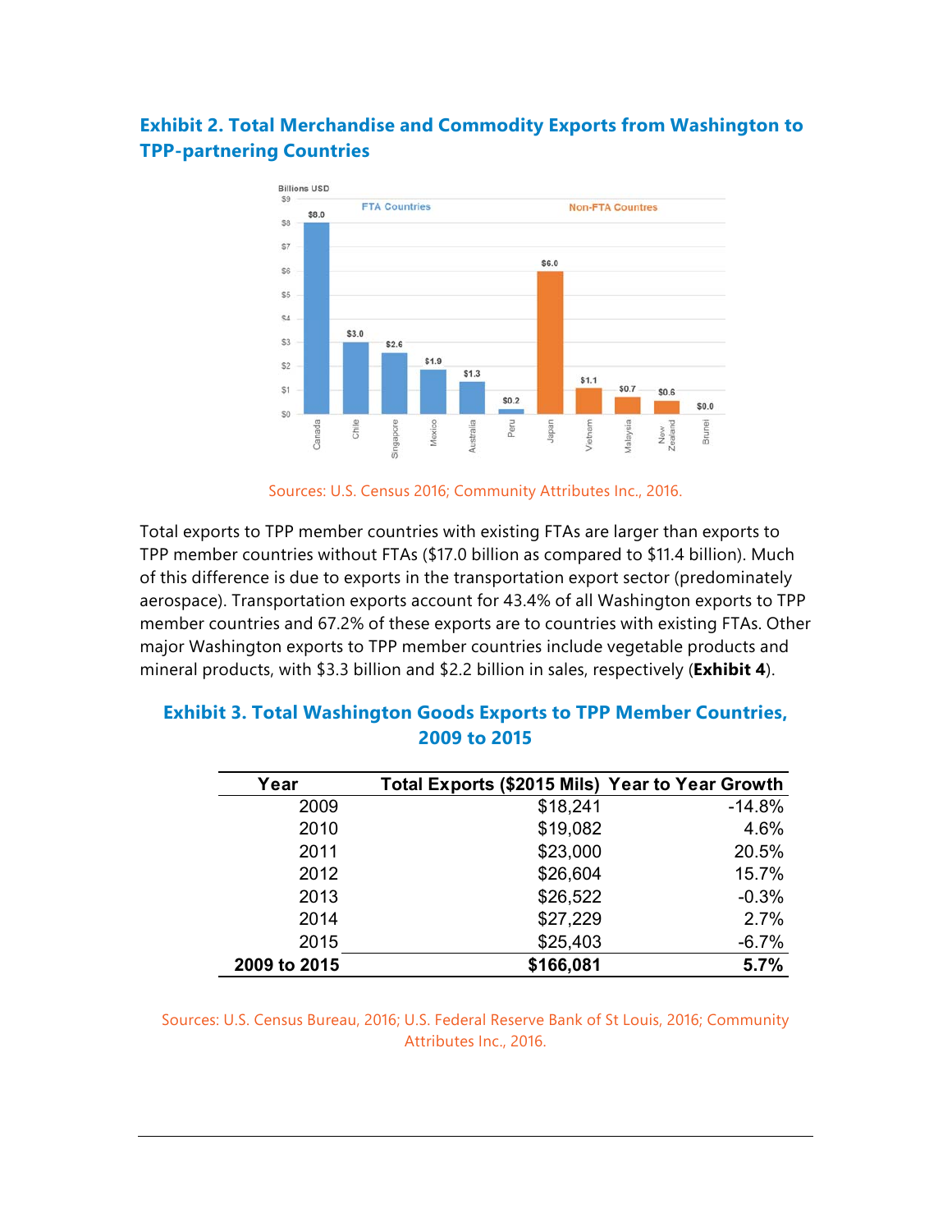### Exhibit 2. Total Merchandise and Commodity Exports from Washington to TPP-partnering Countries

Sources: U.S. Census 2016; Community Attributes Inc., 2016.

Total exports to TPP member countries with existing FTAs are larger than exports to TPP member countries without FTAs ($17.0 billion as compared to $11.4 billion). Much of this difference is due to exports in the transportation export sector (predominately aerospace). Transportation exports account for 43.4% of all Washington exports to TPP member countries and 67.2% of these exports are to countries with existing FTAs. Other major Washington exports to TPP member countries include vegetable products and mineral products, with $3.3 billion and $2.2 billion in sales, respectively (**Exhibit 4**).

### Exhibit 3. Total Washington Goods Exports to TPP Member Countries, 2009 to 2015

| Year | Total Exports ($2015 Mils) | Year to Year Growth |
|---|---|---|
| 2009 | $18,241 | -14.8% |
| 2010 | $19,082 | 4.6% |
| 2011 | $23,000 | 20.5% |
| 2012 | $26,604 | 15.7% |
| 2013 | $26,522 | -0.3% |
| 2014 | $27,229 | 2.7% |
| 2015 | $25,403 | -6.7% |
| **2009 to 2015** | **$166,081** | **5.7%** |

Sources: U.S. Census Bureau, 2016; U.S. Federal Reserve Bank of St Louis, 2016; Community Attributes Inc., 2016.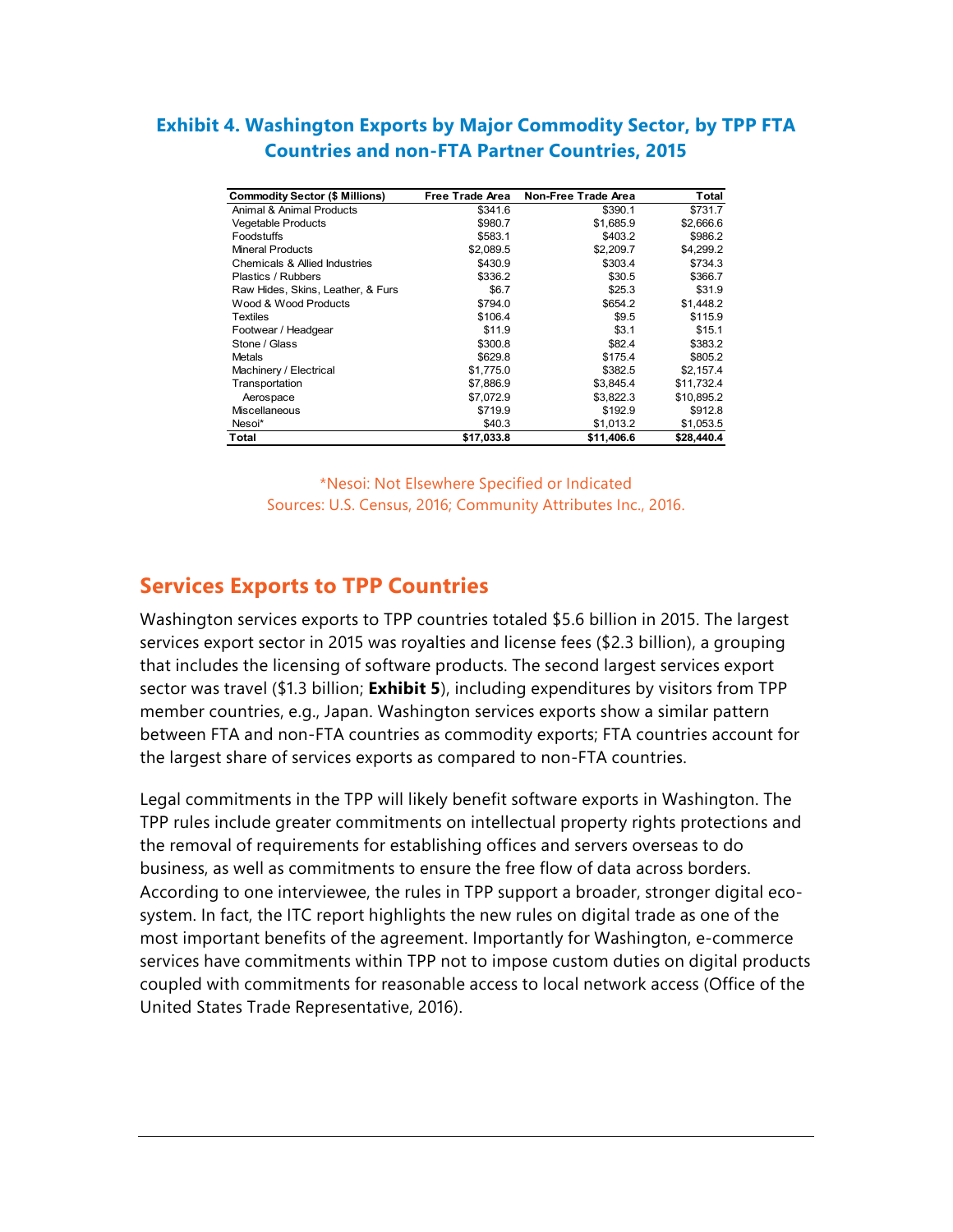### Exhibit 4. Washington Exports by Major Commodity Sector, by TPP FTA Countries and non-FTA Partner Countries, 2015

| Commodity Sector ($ Millions) | Free Trade Area | Non-Free Trade Area | Total |
|---|---|---|---|
| Animal & Animal Products | $341.6 | $390.1 | $731.7 |
| Vegetable Products | $980.7 | $1,685.9 | $2,666.6 |
| Foodstuffs | $583.1 | $403.2 | $986.2 |
| Mineral Products | $2,089.5 | $2,209.7 | $4,299.2 |
| Chemicals & Allied Industries | $430.9 | $303.4 | $734.3 |
| Plastics / Rubbers | $336.2 | $30.5 | $366.7 |
| Raw Hides, Skins, Leather, & Furs | $6.7 | $25.3 | $31.9 |
| Wood & Wood Products | $794.0 | $654.2 | $1,448.2 |
| Textiles | $106.4 | $9.5 | $115.9 |
| Footwear / Headgear | $11.9 | $3.1 | $15.1 |
| Stone / Glass | $300.8 | $82.4 | $383.2 |
| Metals | $629.8 | $175.4 | $805.2 |
| Machinery / Electrical | $1,775.0 | $382.5 | $2,157.4 |
| Transportation | $7,886.9 | $3,845.4 | $11,732.4 |
| Aerospace | $7,072.9 | $3,822.3 | $10,895.2 |
| Miscellaneous | $719.9 | $192.9 | $912.8 |
| Nesoi* | $40.3 | $1,013.2 | $1,053.5 |
| **Total** | **$17,033.8** | **$11,406.6** | **$28,440.4** |

*Nesoi: Not Elsewhere Specified or Indicated
Sources: U.S. Census, 2016; Community Attributes Inc., 2016.

## Services Exports to TPP Countries

Washington services exports to TPP countries totaled $5.6 billion in 2015. The largest services export sector in 2015 was royalties and license fees ($2.3 billion), a grouping that includes the licensing of software products. The second largest services export sector was travel ($1.3 billion; **Exhibit 5**), including expenditures by visitors from TPP member countries, e.g., Japan. Washington services exports show a similar pattern between FTA and non-FTA countries as commodity exports; FTA countries account for the largest share of services exports as compared to non-FTA countries.

Legal commitments in the TPP will likely benefit software exports in Washington. The TPP rules include greater commitments on intellectual property rights protections and the removal of requirements for establishing offices and servers overseas to do business, as well as commitments to ensure the free flow of data across borders. According to one interviewee, the rules in TPP support a broader, stronger digital eco-system. In fact, the ITC report highlights the new rules on digital trade as one of the most important benefits of the agreement. Importantly for Washington, e-commerce services have commitments within TPP not to impose custom duties on digital products coupled with commitments for reasonable access to local network access (Office of the United States Trade Representative, 2016).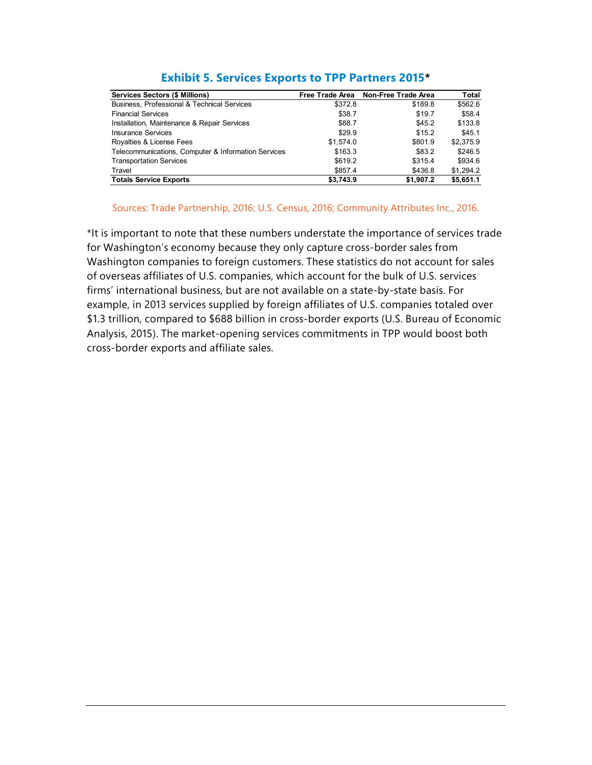### Exhibit 5. Services Exports to TPP Partners 2015*

| Services Sectors ($ Millions) | Free Trade Area | Non-Free Trade Area | Total |
|---|---|---|---|
| Business, Professional & Technical Services | $372.8 | $189.8 | $562.6 |
| Financial Services | $38.7 | $19.7 | $58.4 |
| Installation, Maintenance & Repair Services | $88.7 | $45.2 | $133.8 |
| Insurance Services | $29.9 | $15.2 | $45.1 |
| Royalties & License Fees | $1,574.0 | $801.9 | $2,375.9 |
| Telecommunications, Computer & Information Services | $163.3 | $83.2 | $246.5 |
| Transportation Services | $619.2 | $315.4 | $934.6 |
| Travel | $857.4 | $436.8 | $1,294.2 |
| **Totals Service Exports** | **$3,743.9** | **$1,907.2** | **$5,651.1** |

Sources: Trade Partnership, 2016; U.S. Census, 2016; Community Attributes Inc., 2016.

*It is important to note that these numbers understate the importance of services trade for Washington's economy because they only capture cross-border sales from Washington companies to foreign customers. These statistics do not account for sales of overseas affiliates of U.S. companies, which account for the bulk of U.S. services firms' international business, but are not available on a state-by-state basis. For example, in 2013 services supplied by foreign affiliates of U.S. companies totaled over $1.3 trillion, compared to $688 billion in cross-border exports (U.S. Bureau of Economic Analysis, 2015). The market-opening services commitments in TPP would boost both cross-border exports and affiliate sales.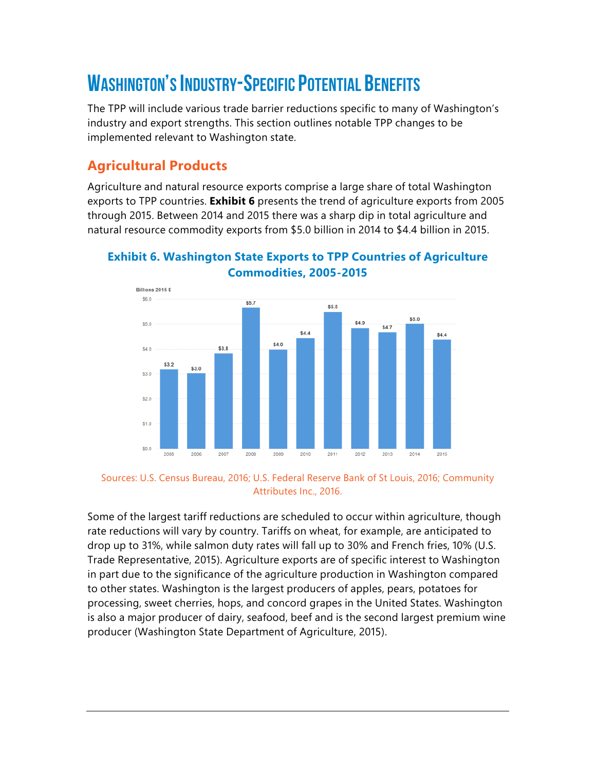# Washington's Industry-Specific Potential Benefits

The TPP will include various trade barrier reductions specific to many of Washington's industry and export strengths. This section outlines notable TPP changes to be implemented relevant to Washington state.

## Agricultural Products

Agriculture and natural resource exports comprise a large share of total Washington exports to TPP countries. **Exhibit 6** presents the trend of agriculture exports from 2005 through 2015. Between 2014 and 2015 there was a sharp dip in total agriculture and natural resource commodity exports from $5.0 billion in 2014 to $4.4 billion in 2015.

### Exhibit 6. Washington State Exports to TPP Countries of Agriculture Commodities, 2005-2015

Billions 2015 $

| Year | Exports |
|---|---|
| 2005 | $3.2 |
| 2006 | $3.0 |
| 2007 | $3.8 |
| 2008 | $5.7 |
| 2009 | $4.0 |
| 2010 | $4.4 |
| 2011 | $5.5 |
| 2012 | $4.9 |
| 2013 | $4.7 |
| 2014 | $5.0 |
| 2015 | $4.4 |

Sources: U.S. Census Bureau, 2016; U.S. Federal Reserve Bank of St Louis, 2016; Community Attributes Inc., 2016.

Some of the largest tariff reductions are scheduled to occur within agriculture, though rate reductions will vary by country. Tariffs on wheat, for example, are anticipated to drop up to 31%, while salmon duty rates will fall up to 30% and French fries, 10% (U.S. Trade Representative, 2015). Agriculture exports are of specific interest to Washington in part due to the significance of the agriculture production in Washington compared to other states. Washington is the largest producers of apples, pears, potatoes for processing, sweet cherries, hops, and concord grapes in the United States. Washington is also a major producer of dairy, seafood, beef and is the second largest premium wine producer (Washington State Department of Agriculture, 2015).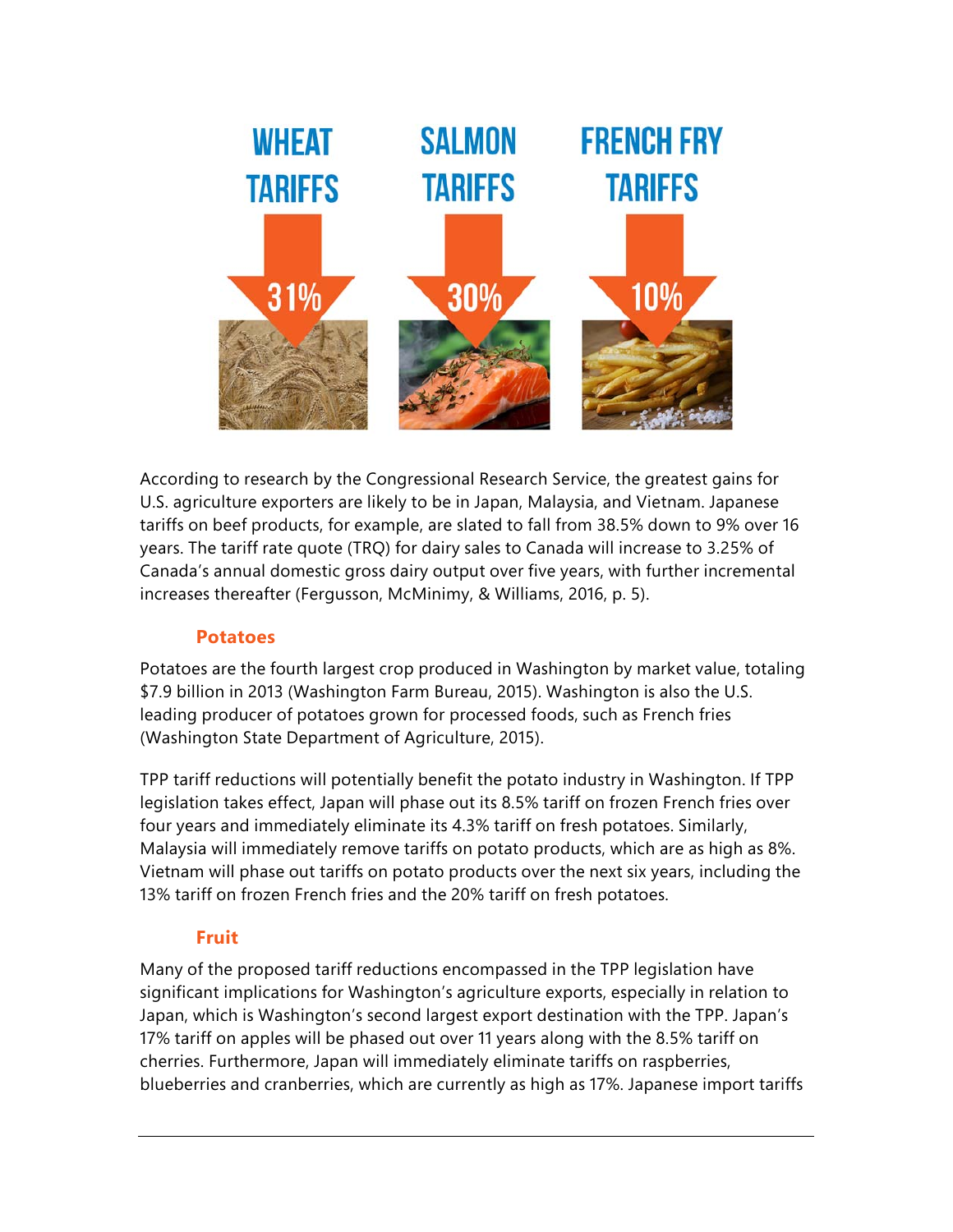WHEAT TARIFFS 31%

SALMON TARIFFS 30%

FRENCH FRY TARIFFS 10%

According to research by the Congressional Research Service, the greatest gains for U.S. agriculture exporters are likely to be in Japan, Malaysia, and Vietnam. Japanese tariffs on beef products, for example, are slated to fall from 38.5% down to 9% over 16 years. The tariff rate quote (TRQ) for dairy sales to Canada will increase to 3.25% of Canada's annual domestic gross dairy output over five years, with further incremental increases thereafter (Fergusson, McMinimy, & Williams, 2016, p. 5).

### Potatoes

Potatoes are the fourth largest crop produced in Washington by market value, totaling $7.9 billion in 2013 (Washington Farm Bureau, 2015). Washington is also the U.S. leading producer of potatoes grown for processed foods, such as French fries (Washington State Department of Agriculture, 2015).

TPP tariff reductions will potentially benefit the potato industry in Washington. If TPP legislation takes effect, Japan will phase out its 8.5% tariff on frozen French fries over four years and immediately eliminate its 4.3% tariff on fresh potatoes. Similarly, Malaysia will immediately remove tariffs on potato products, which are as high as 8%. Vietnam will phase out tariffs on potato products over the next six years, including the 13% tariff on frozen French fries and the 20% tariff on fresh potatoes.

### Fruit

Many of the proposed tariff reductions encompassed in the TPP legislation have significant implications for Washington's agriculture exports, especially in relation to Japan, which is Washington's second largest export destination with the TPP. Japan's 17% tariff on apples will be phased out over 11 years along with the 8.5% tariff on cherries. Furthermore, Japan will immediately eliminate tariffs on raspberries, blueberries and cranberries, which are currently as high as 17%. Japanese import tariffs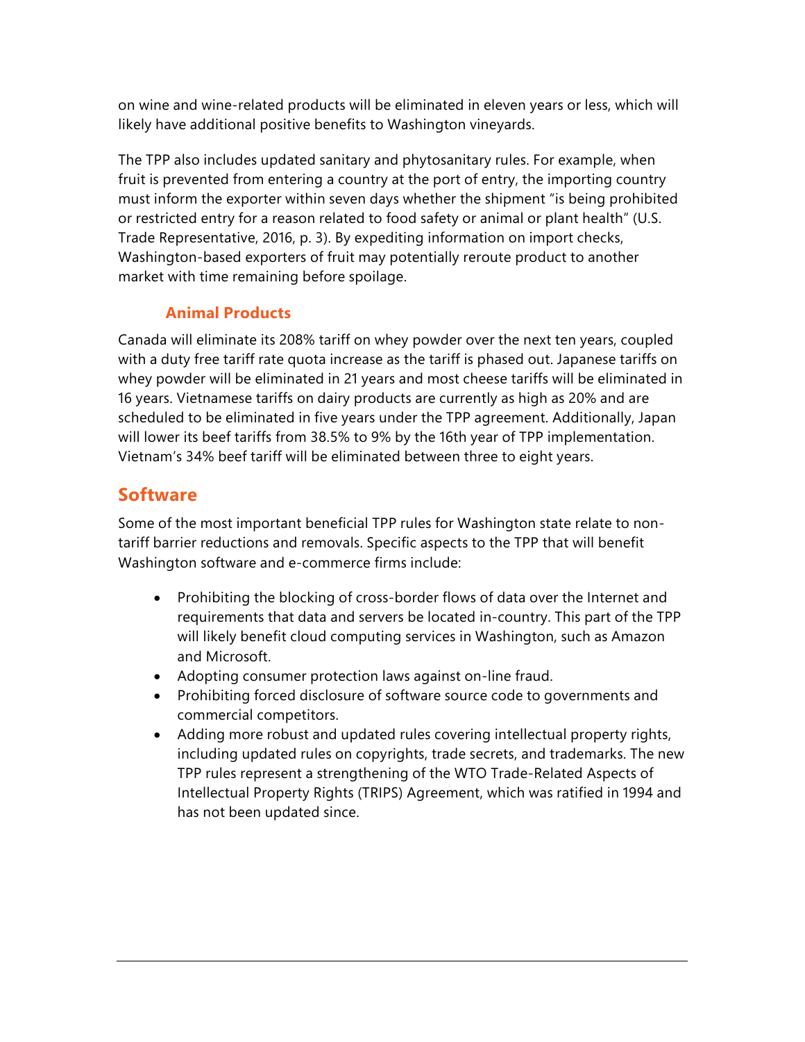on wine and wine-related products will be eliminated in eleven years or less, which will likely have additional positive benefits to Washington vineyards.

The TPP also includes updated sanitary and phytosanitary rules. For example, when fruit is prevented from entering a country at the port of entry, the importing country must inform the exporter within seven days whether the shipment "is being prohibited or restricted entry for a reason related to food safety or animal or plant health" (U.S. Trade Representative, 2016, p. 3). By expediting information on import checks, Washington-based exporters of fruit may potentially reroute product to another market with time remaining before spoilage.

### Animal Products

Canada will eliminate its 208% tariff on whey powder over the next ten years, coupled with a duty free tariff rate quota increase as the tariff is phased out. Japanese tariffs on whey powder will be eliminated in 21 years and most cheese tariffs will be eliminated in 16 years. Vietnamese tariffs on dairy products are currently as high as 20% and are scheduled to be eliminated in five years under the TPP agreement. Additionally, Japan will lower its beef tariffs from 38.5% to 9% by the 16th year of TPP implementation. Vietnam's 34% beef tariff will be eliminated between three to eight years.

## Software

Some of the most important beneficial TPP rules for Washington state relate to non-tariff barrier reductions and removals. Specific aspects to the TPP that will benefit Washington software and e-commerce firms include:

- Prohibiting the blocking of cross-border flows of data over the Internet and requirements that data and servers be located in-country. This part of the TPP will likely benefit cloud computing services in Washington, such as Amazon and Microsoft.
- Adopting consumer protection laws against on-line fraud.
- Prohibiting forced disclosure of software source code to governments and commercial competitors.
- Adding more robust and updated rules covering intellectual property rights, including updated rules on copyrights, trade secrets, and trademarks. The new TPP rules represent a strengthening of the WTO Trade-Related Aspects of Intellectual Property Rights (TRIPS) Agreement, which was ratified in 1994 and has not been updated since.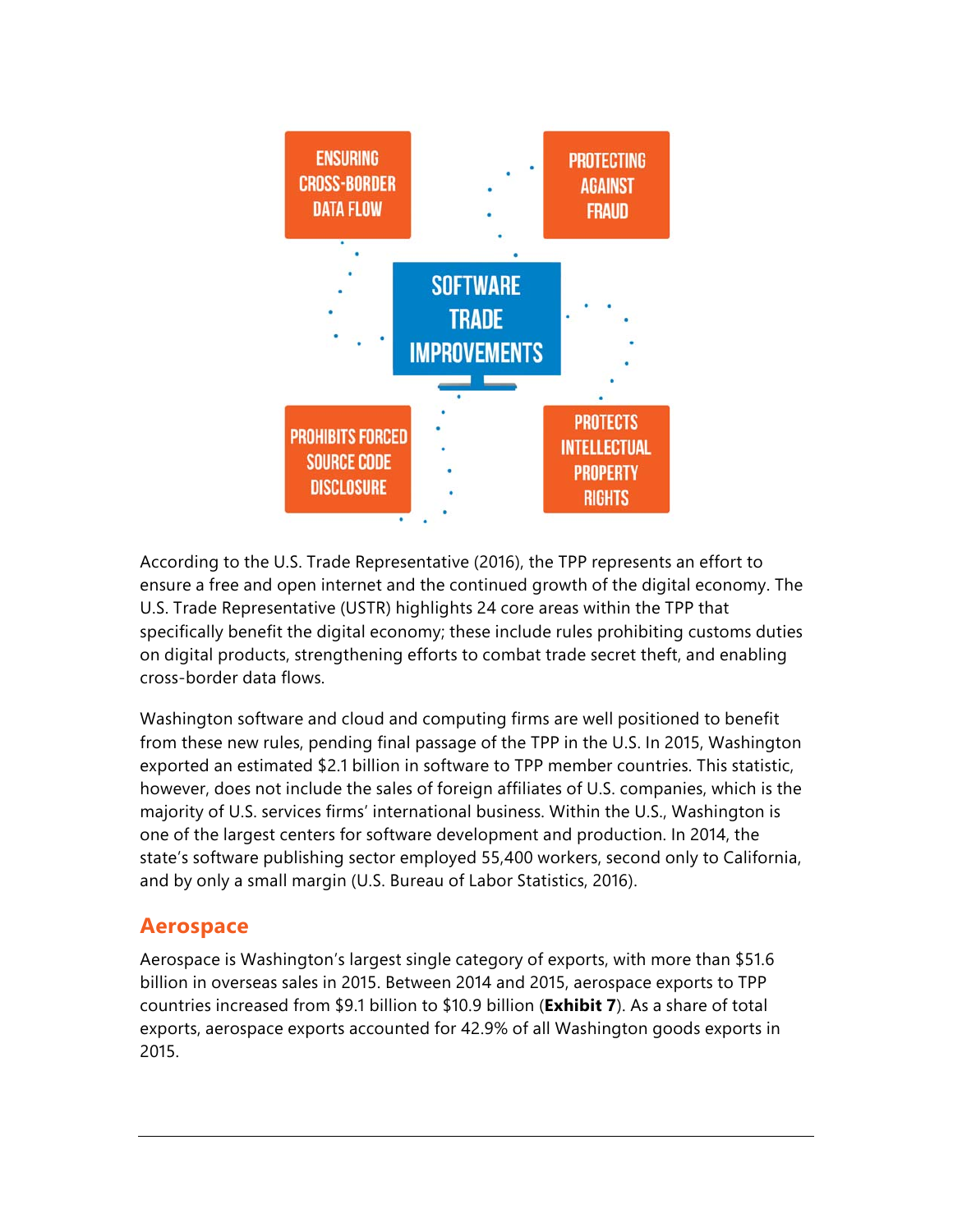SOFTWARE TRADE IMPROVEMENTS

- ENSURING CROSS-BORDER DATA FLOW
- PROTECTING AGAINST FRAUD
- PROHIBITS FORCED SOURCE CODE DISCLOSURE
- PROTECTS INTELLECTUAL PROPERTY RIGHTS

According to the U.S. Trade Representative (2016), the TPP represents an effort to ensure a free and open internet and the continued growth of the digital economy. The U.S. Trade Representative (USTR) highlights 24 core areas within the TPP that specifically benefit the digital economy; these include rules prohibiting customs duties on digital products, strengthening efforts to combat trade secret theft, and enabling cross-border data flows.

Washington software and cloud and computing firms are well positioned to benefit from these new rules, pending final passage of the TPP in the U.S. In 2015, Washington exported an estimated $2.1 billion in software to TPP member countries. This statistic, however, does not include the sales of foreign affiliates of U.S. companies, which is the majority of U.S. services firms' international business. Within the U.S., Washington is one of the largest centers for software development and production. In 2014, the state's software publishing sector employed 55,400 workers, second only to California, and by only a small margin (U.S. Bureau of Labor Statistics, 2016).

## Aerospace

Aerospace is Washington's largest single category of exports, with more than $51.6 billion in overseas sales in 2015. Between 2014 and 2015, aerospace exports to TPP countries increased from $9.1 billion to $10.9 billion (**Exhibit 7**). As a share of total exports, aerospace exports accounted for 42.9% of all Washington goods exports in 2015.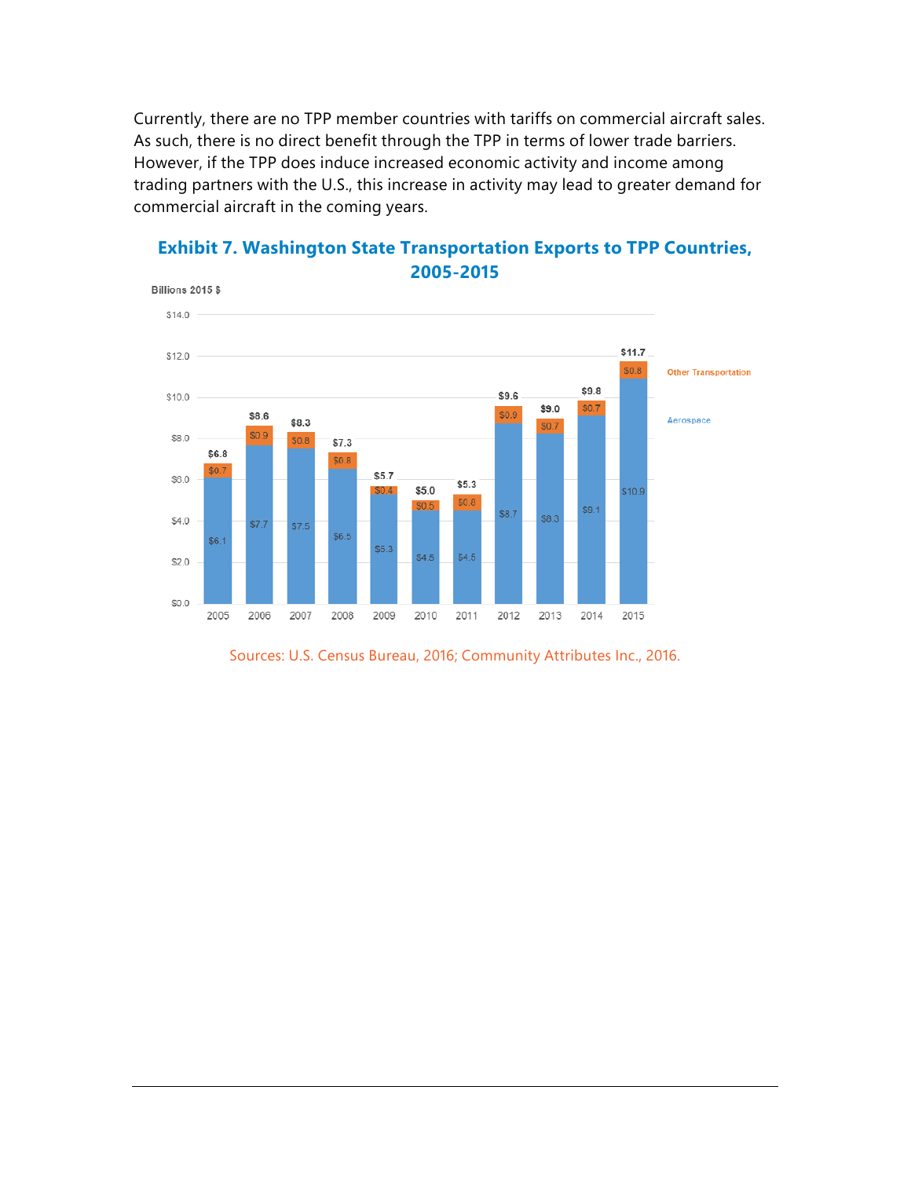Currently, there are no TPP member countries with tariffs on commercial aircraft sales. As such, there is no direct benefit through the TPP in terms of lower trade barriers. However, if the TPP does induce increased economic activity and income among trading partners with the U.S., this increase in activity may lead to greater demand for commercial aircraft in the coming years.

### Exhibit 7. Washington State Transportation Exports to TPP Countries, 2005-2015

Billions 2015 $

| Year | Aerospace | Other Transportation | Total |
|---|---|---|---|
| 2005 | $6.1 | $0.7 | $6.8 |
| 2006 | $7.7 | $0.9 | $8.6 |
| 2007 | $7.5 | $0.8 | $8.3 |
| 2008 | $6.5 | $0.8 | $7.3 |
| 2009 | $5.3 | $0.4 | $5.7 |
| 2010 | $4.5 | $0.5 | $5.0 |
| 2011 | $4.5 | $0.8 | $5.3 |
| 2012 | $8.7 | $0.9 | $9.6 |
| 2013 | $8.3 | $0.7 | $9.0 |
| 2014 | $9.1 | $0.7 | $9.8 |
| 2015 | $10.9 | $0.8 | $11.7 |

Sources: U.S. Census Bureau, 2016; Community Attributes Inc., 2016.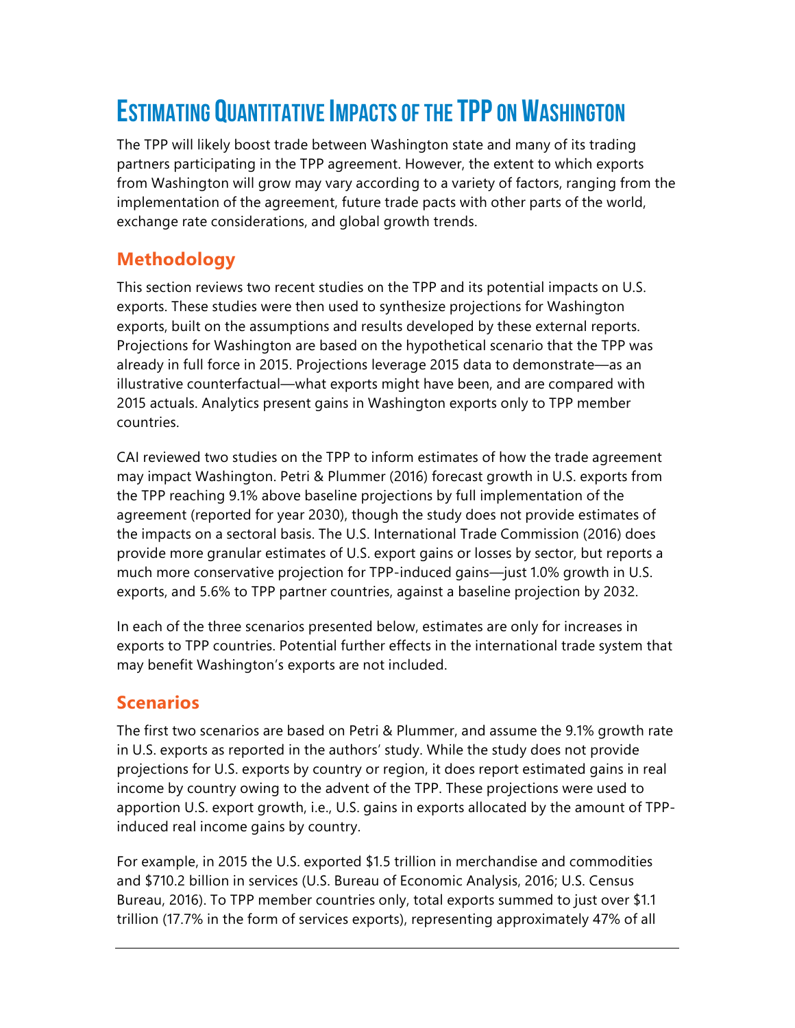# Estimating Quantitative Impacts of the TPP on Washington

The TPP will likely boost trade between Washington state and many of its trading partners participating in the TPP agreement. However, the extent to which exports from Washington will grow may vary according to a variety of factors, ranging from the implementation of the agreement, future trade pacts with other parts of the world, exchange rate considerations, and global growth trends.

## Methodology

This section reviews two recent studies on the TPP and its potential impacts on U.S. exports. These studies were then used to synthesize projections for Washington exports, built on the assumptions and results developed by these external reports. Projections for Washington are based on the hypothetical scenario that the TPP was already in full force in 2015. Projections leverage 2015 data to demonstrate—as an illustrative counterfactual—what exports might have been, and are compared with 2015 actuals. Analytics present gains in Washington exports only to TPP member countries.

CAI reviewed two studies on the TPP to inform estimates of how the trade agreement may impact Washington. Petri & Plummer (2016) forecast growth in U.S. exports from the TPP reaching 9.1% above baseline projections by full implementation of the agreement (reported for year 2030), though the study does not provide estimates of the impacts on a sectoral basis. The U.S. International Trade Commission (2016) does provide more granular estimates of U.S. export gains or losses by sector, but reports a much more conservative projection for TPP-induced gains—just 1.0% growth in U.S. exports, and 5.6% to TPP partner countries, against a baseline projection by 2032.

In each of the three scenarios presented below, estimates are only for increases in exports to TPP countries. Potential further effects in the international trade system that may benefit Washington's exports are not included.

## Scenarios

The first two scenarios are based on Petri & Plummer, and assume the 9.1% growth rate in U.S. exports as reported in the authors' study. While the study does not provide projections for U.S. exports by country or region, it does report estimated gains in real income by country owing to the advent of the TPP. These projections were used to apportion U.S. export growth, i.e., U.S. gains in exports allocated by the amount of TPP-induced real income gains by country.

For example, in 2015 the U.S. exported $1.5 trillion in merchandise and commodities and $710.2 billion in services (U.S. Bureau of Economic Analysis, 2016; U.S. Census Bureau, 2016). To TPP member countries only, total exports summed to just over $1.1 trillion (17.7% in the form of services exports), representing approximately 47% of all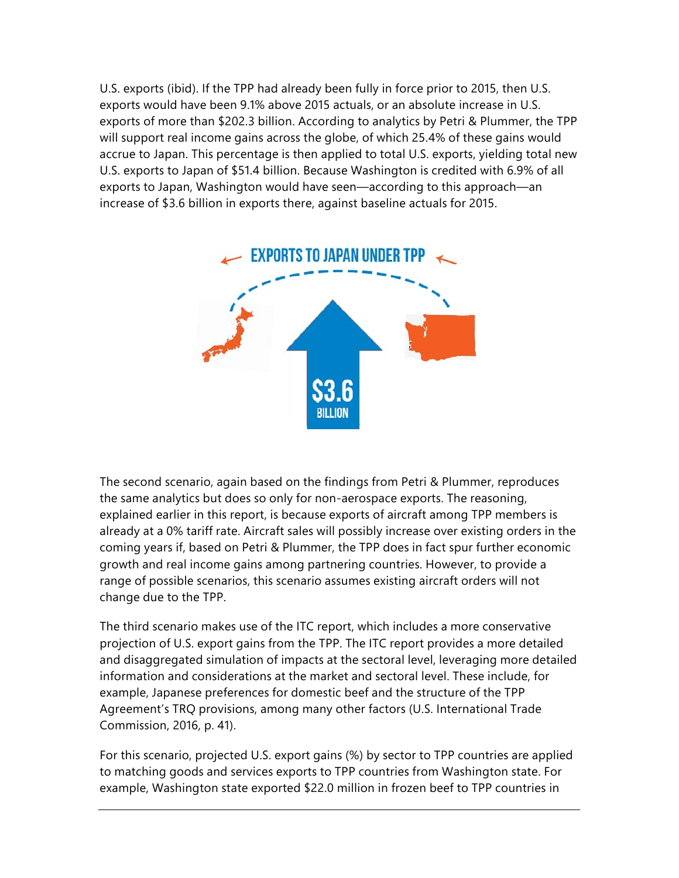U.S. exports (ibid). If the TPP had already been fully in force prior to 2015, then U.S. exports would have been 9.1% above 2015 actuals, or an absolute increase in U.S. exports of more than $202.3 billion. According to analytics by Petri & Plummer, the TPP will support real income gains across the globe, of which 25.4% of these gains would accrue to Japan. This percentage is then applied to total U.S. exports, yielding total new U.S. exports to Japan of $51.4 billion. Because Washington is credited with 6.9% of all exports to Japan, Washington would have seen—according to this approach—an increase of $3.6 billion in exports there, against baseline actuals for 2015.

EXPORTS TO JAPAN UNDER TPP

$3.6 BILLION

The second scenario, again based on the findings from Petri & Plummer, reproduces the same analytics but does so only for non-aerospace exports. The reasoning, explained earlier in this report, is because exports of aircraft among TPP members is already at a 0% tariff rate. Aircraft sales will possibly increase over existing orders in the coming years if, based on Petri & Plummer, the TPP does in fact spur further economic growth and real income gains among partnering countries. However, to provide a range of possible scenarios, this scenario assumes existing aircraft orders will not change due to the TPP.

The third scenario makes use of the ITC report, which includes a more conservative projection of U.S. export gains from the TPP. The ITC report provides a more detailed and disaggregated simulation of impacts at the sectoral level, leveraging more detailed information and considerations at the market and sectoral level. These include, for example, Japanese preferences for domestic beef and the structure of the TPP Agreement's TRQ provisions, among many other factors (U.S. International Trade Commission, 2016, p. 41).

For this scenario, projected U.S. export gains (%) by sector to TPP countries are applied to matching goods and services exports to TPP countries from Washington state. For example, Washington state exported $22.0 million in frozen beef to TPP countries in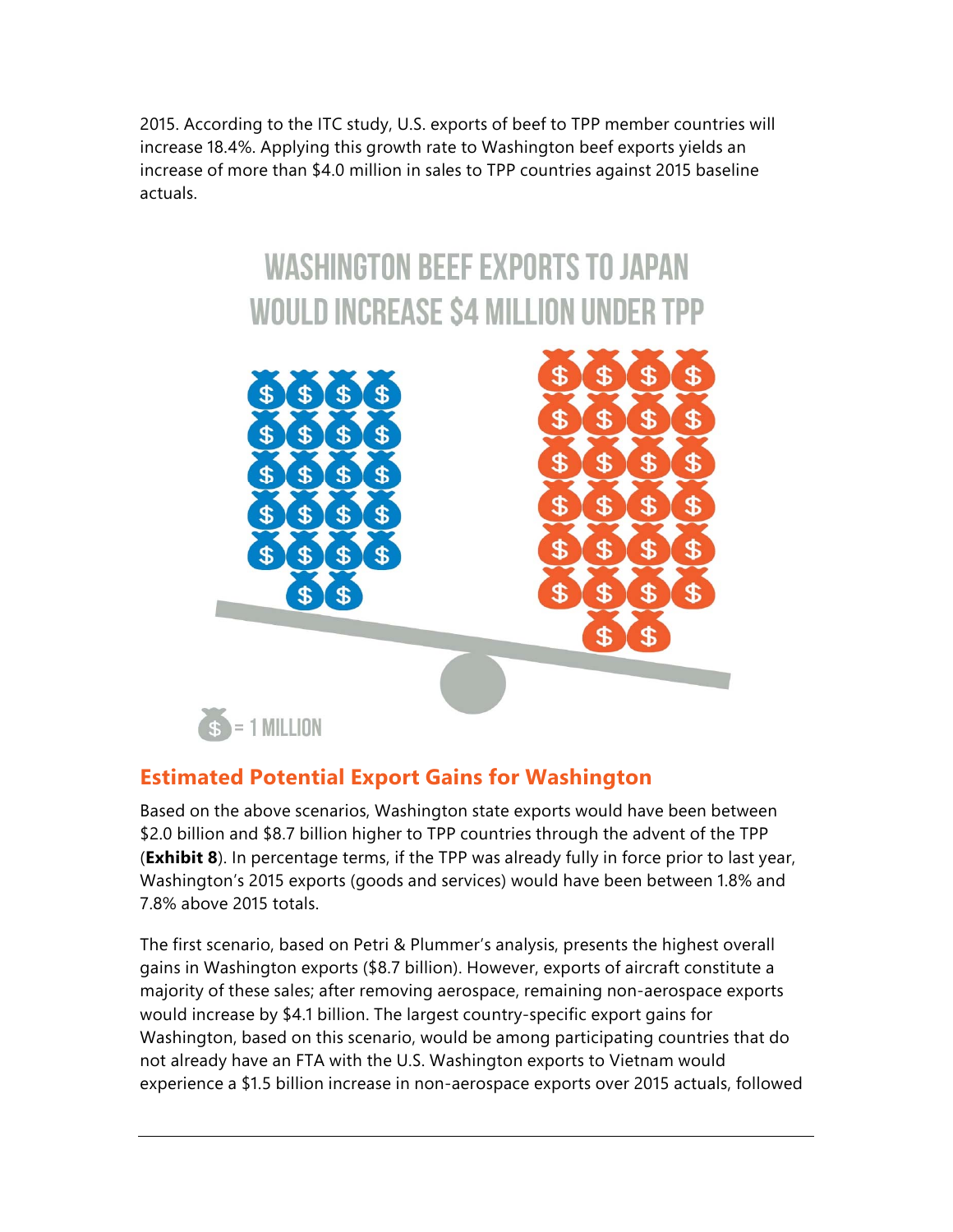2015. According to the ITC study, U.S. exports of beef to TPP member countries will increase 18.4%. Applying this growth rate to Washington beef exports yields an increase of more than $4.0 million in sales to TPP countries against 2015 baseline actuals.

WASHINGTON BEEF EXPORTS TO JAPAN WOULD INCREASE $4 MILLION UNDER TPP

= 1 MILLION

## Estimated Potential Export Gains for Washington

Based on the above scenarios, Washington state exports would have been between $2.0 billion and $8.7 billion higher to TPP countries through the advent of the TPP (**Exhibit 8**). In percentage terms, if the TPP was already fully in force prior to last year, Washington's 2015 exports (goods and services) would have been between 1.8% and 7.8% above 2015 totals.

The first scenario, based on Petri & Plummer's analysis, presents the highest overall gains in Washington exports ($8.7 billion). However, exports of aircraft constitute a majority of these sales; after removing aerospace, remaining non-aerospace exports would increase by $4.1 billion. The largest country-specific export gains for Washington, based on this scenario, would be among participating countries that do not already have an FTA with the U.S. Washington exports to Vietnam would experience a $1.5 billion increase in non-aerospace exports over 2015 actuals, followed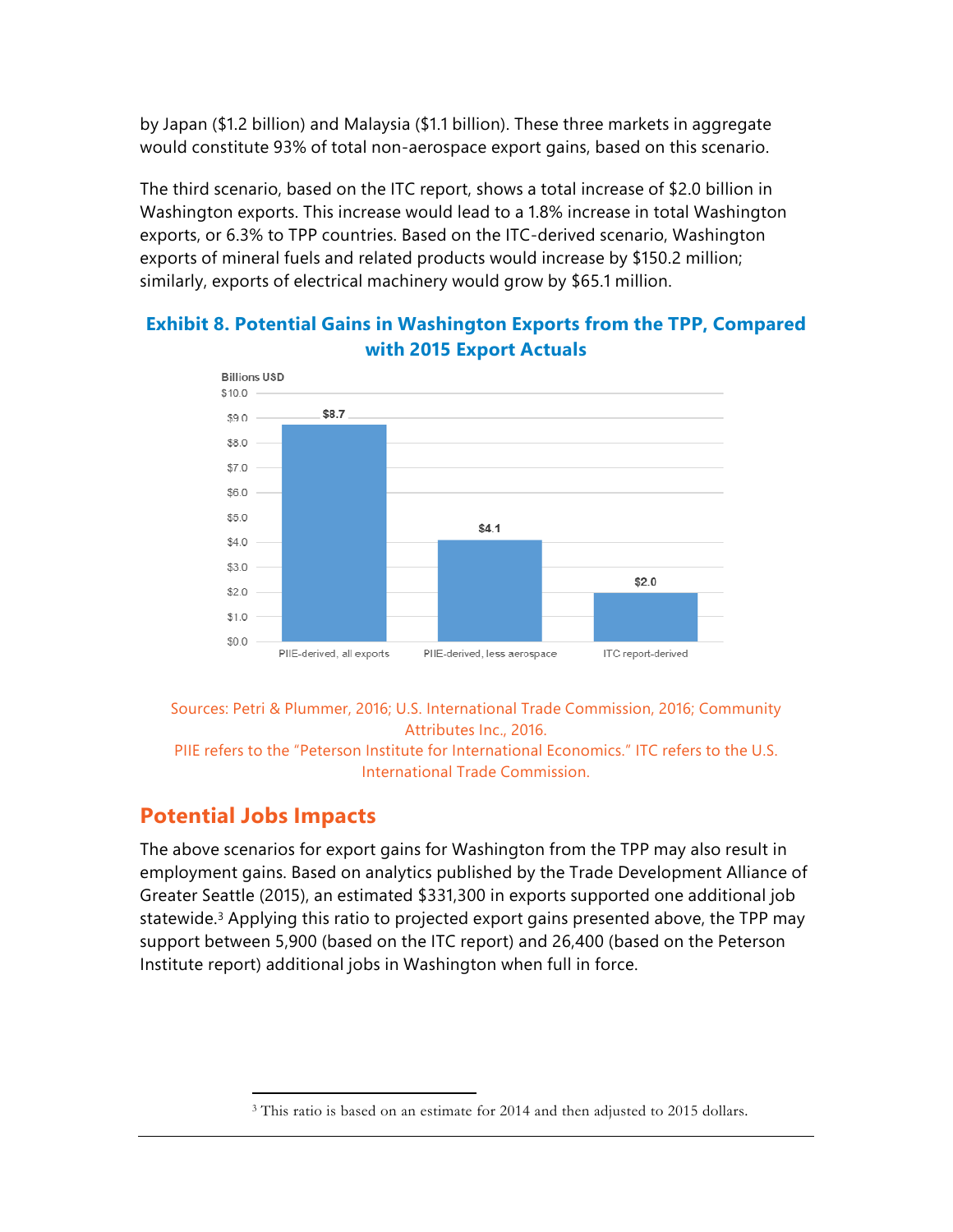by Japan ($1.2 billion) and Malaysia ($1.1 billion). These three markets in aggregate would constitute 93% of total non-aerospace export gains, based on this scenario.

The third scenario, based on the ITC report, shows a total increase of $2.0 billion in Washington exports. This increase would lead to a 1.8% increase in total Washington exports, or 6.3% to TPP countries. Based on the ITC-derived scenario, Washington exports of mineral fuels and related products would increase by $150.2 million; similarly, exports of electrical machinery would grow by $65.1 million.

**Exhibit 8. Potential Gains in Washington Exports from the TPP, Compared with 2015 Export Actuals**

| Scenario | Billions USD |
|---|---|
| PIIE-derived, all exports | $8.7 |
| PIIE-derived, less aerospace | $4.1 |
| ITC report-derived | $2.0 |

Sources: Petri & Plummer, 2016; U.S. International Trade Commission, 2016; Community Attributes Inc., 2016.
PIIE refers to the "Peterson Institute for International Economics." ITC refers to the U.S. International Trade Commission.

## Potential Jobs Impacts

The above scenarios for export gains for Washington from the TPP may also result in employment gains. Based on analytics published by the Trade Development Alliance of Greater Seattle (2015), an estimated $331,300 in exports supported one additional job statewide.[3] Applying this ratio to projected export gains presented above, the TPP may support between 5,900 (based on the ITC report) and 26,400 (based on the Peterson Institute report) additional jobs in Washington when full in force.

[3] This ratio is based on an estimate for 2014 and then adjusted to 2015 dollars.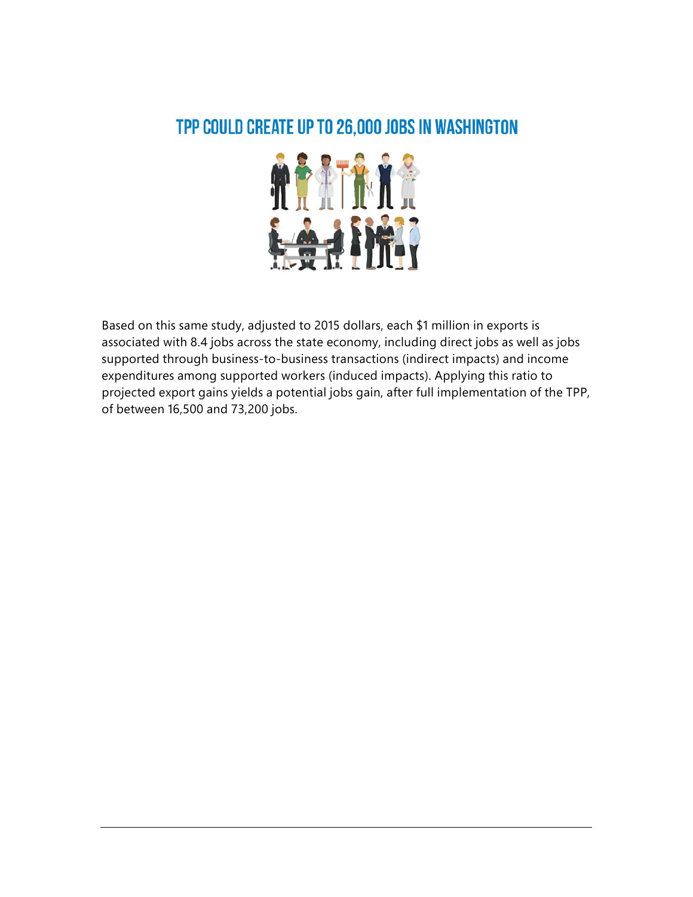## TPP COULD CREATE UP TO 26,000 JOBS IN WASHINGTON

Based on this same study, adjusted to 2015 dollars, each $1 million in exports is associated with 8.4 jobs across the state economy, including direct jobs as well as jobs supported through business-to-business transactions (indirect impacts) and income expenditures among supported workers (induced impacts). Applying this ratio to projected export gains yields a potential jobs gain, after full implementation of the TPP, of between 16,500 and 73,200 jobs.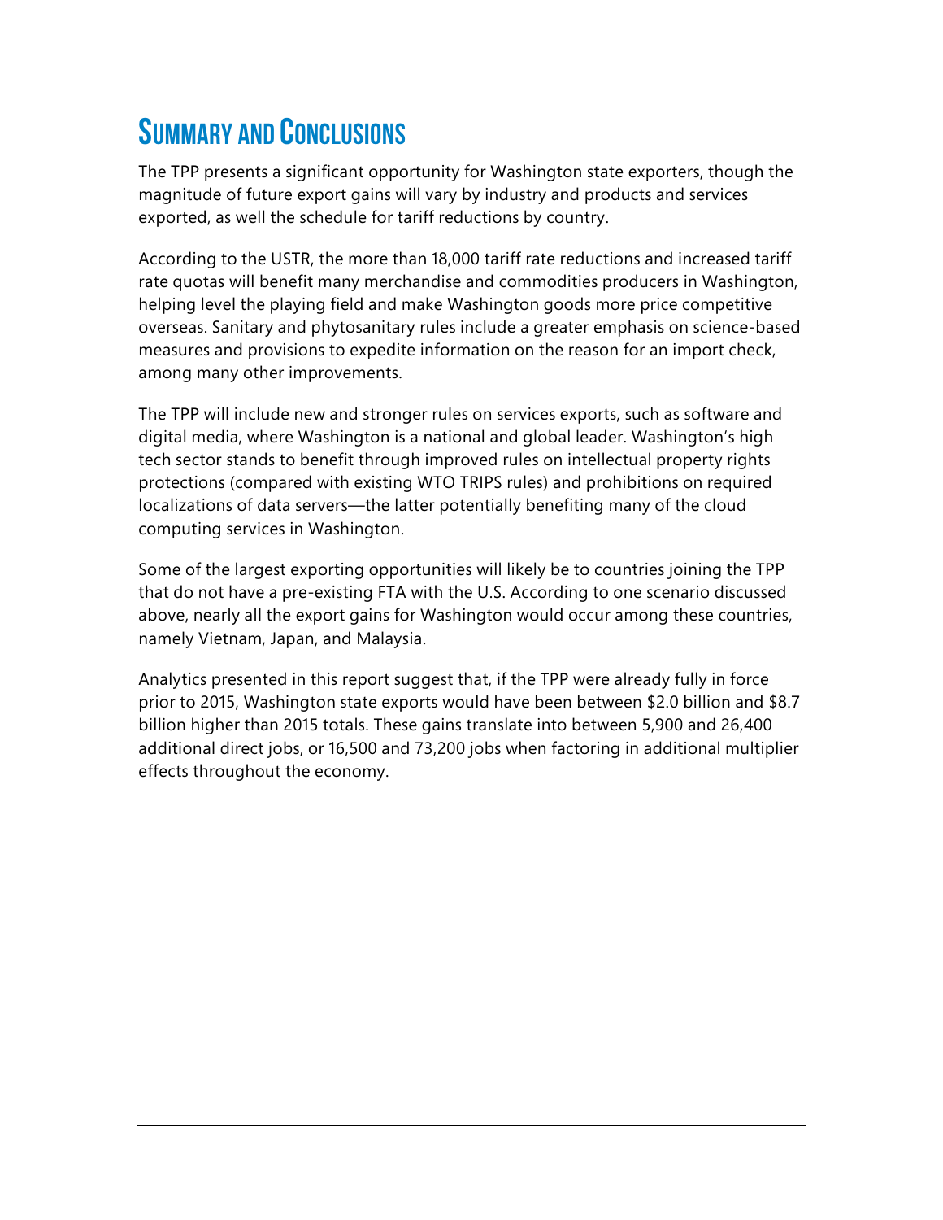# Summary and Conclusions

The TPP presents a significant opportunity for Washington state exporters, though the magnitude of future export gains will vary by industry and products and services exported, as well the schedule for tariff reductions by country.

According to the USTR, the more than 18,000 tariff rate reductions and increased tariff rate quotas will benefit many merchandise and commodities producers in Washington, helping level the playing field and make Washington goods more price competitive overseas. Sanitary and phytosanitary rules include a greater emphasis on science-based measures and provisions to expedite information on the reason for an import check, among many other improvements.

The TPP will include new and stronger rules on services exports, such as software and digital media, where Washington is a national and global leader. Washington's high tech sector stands to benefit through improved rules on intellectual property rights protections (compared with existing WTO TRIPS rules) and prohibitions on required localizations of data servers—the latter potentially benefiting many of the cloud computing services in Washington.

Some of the largest exporting opportunities will likely be to countries joining the TPP that do not have a pre-existing FTA with the U.S. According to one scenario discussed above, nearly all the export gains for Washington would occur among these countries, namely Vietnam, Japan, and Malaysia.

Analytics presented in this report suggest that, if the TPP were already fully in force prior to 2015, Washington state exports would have been between $2.0 billion and $8.7 billion higher than 2015 totals. These gains translate into between 5,900 and 26,400 additional direct jobs, or 16,500 and 73,200 jobs when factoring in additional multiplier effects throughout the economy.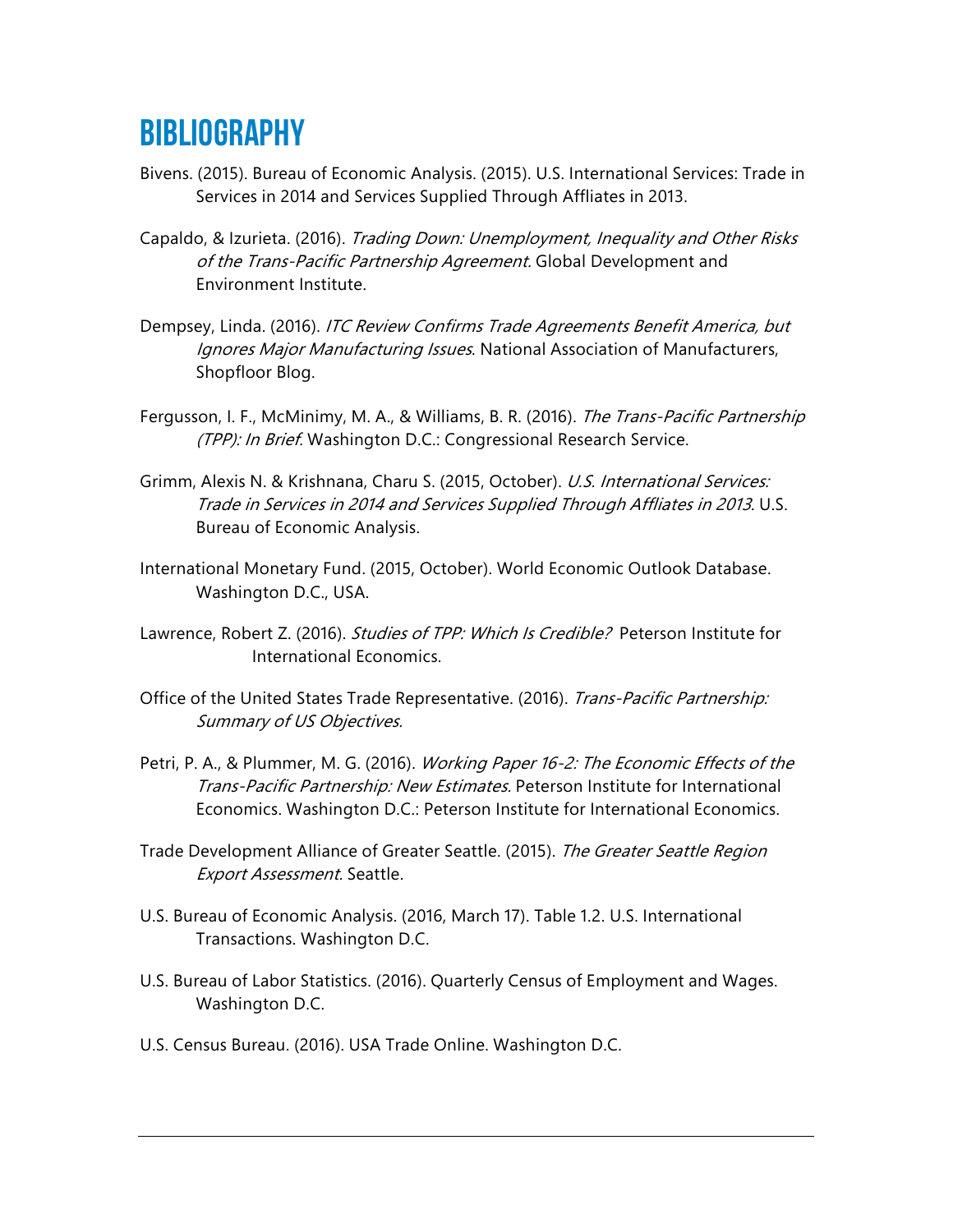# BIBLIOGRAPHY

Bivens. (2015). Bureau of Economic Analysis. (2015). U.S. International Services: Trade in Services in 2014 and Services Supplied Through Affliates in 2013.

Capaldo, & Izurieta. (2016). *Trading Down: Unemployment, Inequality and Other Risks of the Trans-Pacific Partnership Agreement*. Global Development and Environment Institute.

Dempsey, Linda. (2016). *ITC Review Confirms Trade Agreements Benefit America, but Ignores Major Manufacturing Issues*. National Association of Manufacturers, Shopfloor Blog.

Fergusson, I. F., McMinimy, M. A., & Williams, B. R. (2016). *The Trans-Pacific Partnership (TPP): In Brief.* Washington D.C.: Congressional Research Service.

Grimm, Alexis N. & Krishnana, Charu S. (2015, October). *U.S. International Services: Trade in Services in 2014 and Services Supplied Through Affliates in 2013*. U.S. Bureau of Economic Analysis.

International Monetary Fund. (2015, October). World Economic Outlook Database. Washington D.C., USA.

Lawrence, Robert Z. (2016). *Studies of TPP: Which Is Credible?* Peterson Institute for International Economics.

Office of the United States Trade Representative. (2016). *Trans-Pacific Partnership: Summary of US Objectives.*

Petri, P. A., & Plummer, M. G. (2016). *Working Paper 16-2: The Economic Effects of the Trans-Pacific Partnership: New Estimates.* Peterson Institute for International Economics. Washington D.C.: Peterson Institute for International Economics.

Trade Development Alliance of Greater Seattle. (2015). *The Greater Seattle Region Export Assessment*. Seattle.

U.S. Bureau of Economic Analysis. (2016, March 17). Table 1.2. U.S. International Transactions. Washington D.C.

U.S. Bureau of Labor Statistics. (2016). Quarterly Census of Employment and Wages. Washington D.C.

U.S. Census Bureau. (2016). USA Trade Online. Washington D.C.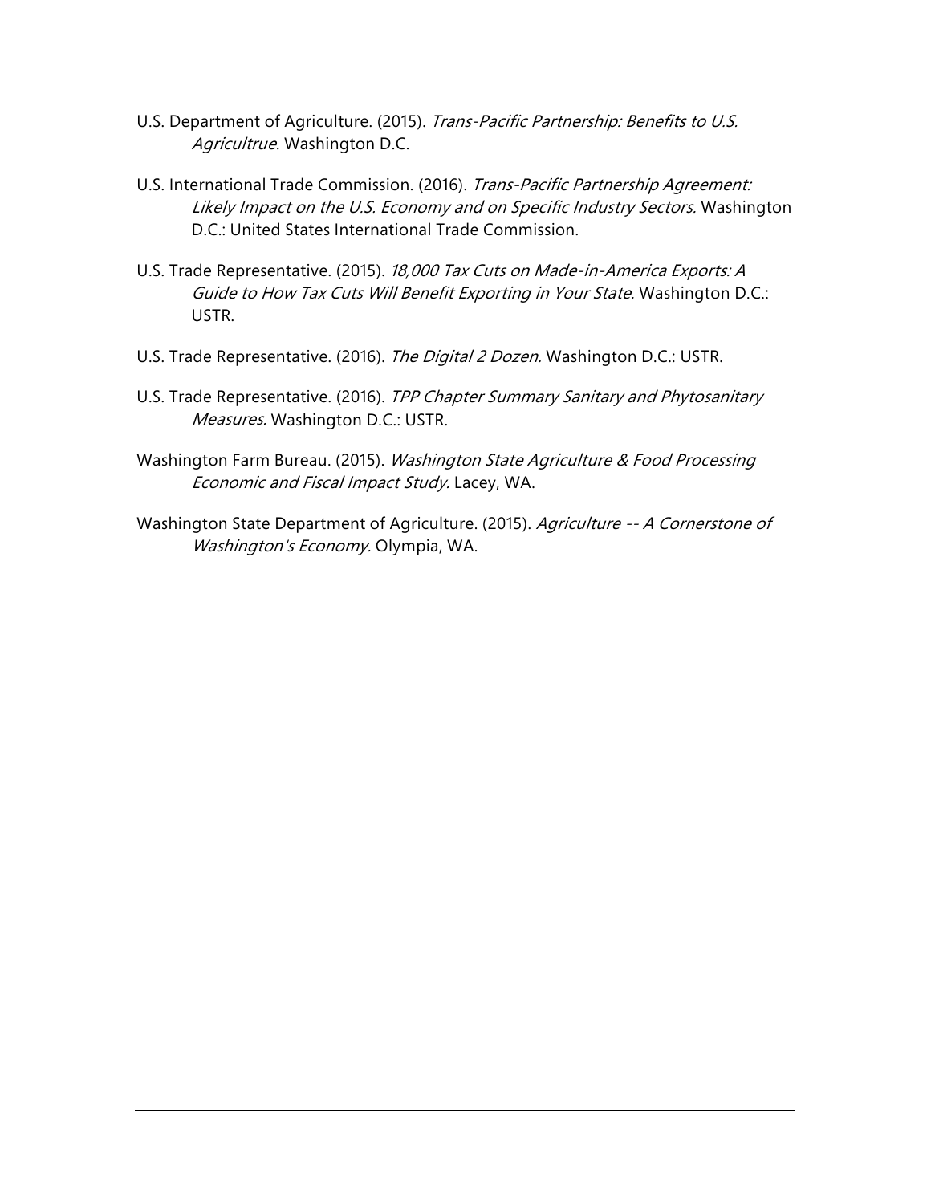U.S. Department of Agriculture. (2015). *Trans-Pacific Partnership: Benefits to U.S. Agricultrue.* Washington D.C.

U.S. International Trade Commission. (2016). *Trans-Pacific Partnership Agreement: Likely Impact on the U.S. Economy and on Specific Industry Sectors.* Washington D.C.: United States International Trade Commission.

U.S. Trade Representative. (2015). *18,000 Tax Cuts on Made-in-America Exports: A Guide to How Tax Cuts Will Benefit Exporting in Your State.* Washington D.C.: USTR.

U.S. Trade Representative. (2016). *The Digital 2 Dozen.* Washington D.C.: USTR.

U.S. Trade Representative. (2016). *TPP Chapter Summary Sanitary and Phytosanitary Measures.* Washington D.C.: USTR.

Washington Farm Bureau. (2015). *Washington State Agriculture & Food Processing Economic and Fiscal Impact Study.* Lacey, WA.

Washington State Department of Agriculture. (2015). *Agriculture -- A Cornerstone of Washington's Economy.* Olympia, WA.